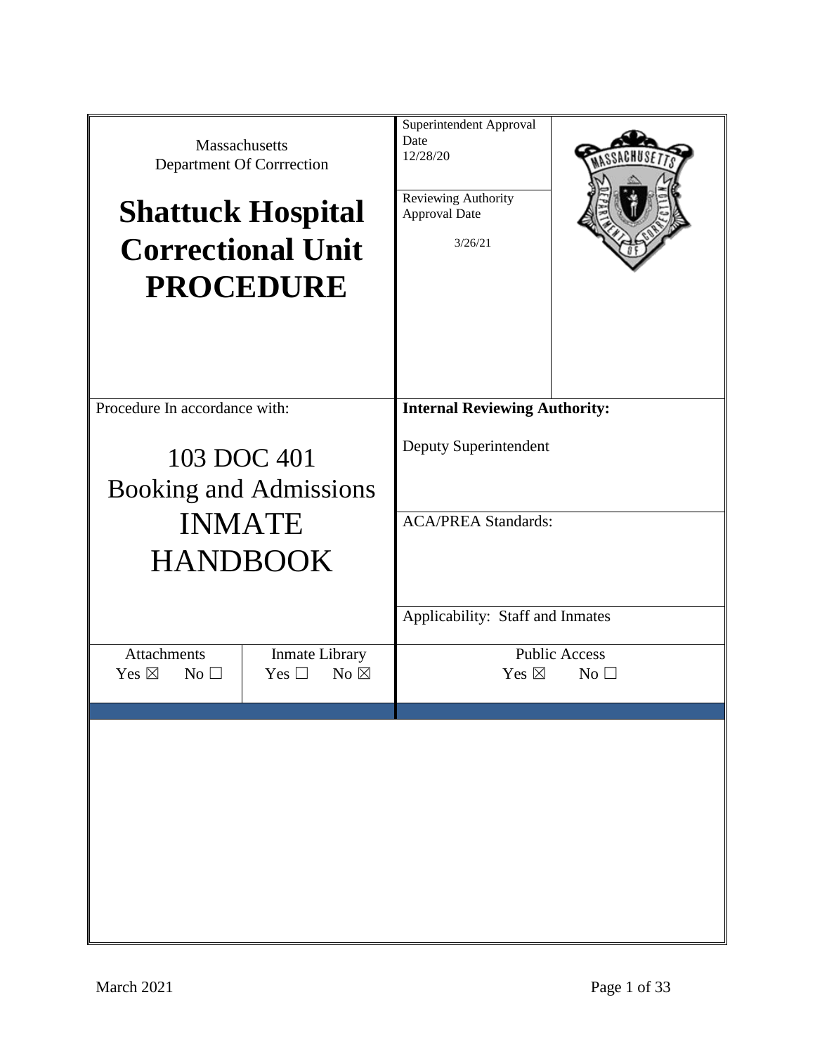Massachusetts
Department Of Corrrection

# Shattuck Hospital Correctional Unit PROCEDURE

| | |
|---|---|
| Superintendent Approval Date | 12/28/20 |
| Reviewing Authority Approval Date | 3/26/21 |

Procedure In accordance with:

## 103 DOC 401 Booking and Admissions INMATE HANDBOOK

**Internal Reviewing Authority:**

Deputy Superintendent

ACA/PREA Standards:

Applicability: Staff and Inmates

| Attachments | Inmate Library | Public Access |
|---|---|---|
| Yes ☒ No ☐ | Yes ☐ No ☒ | Yes ☒ No ☐ |

March 2021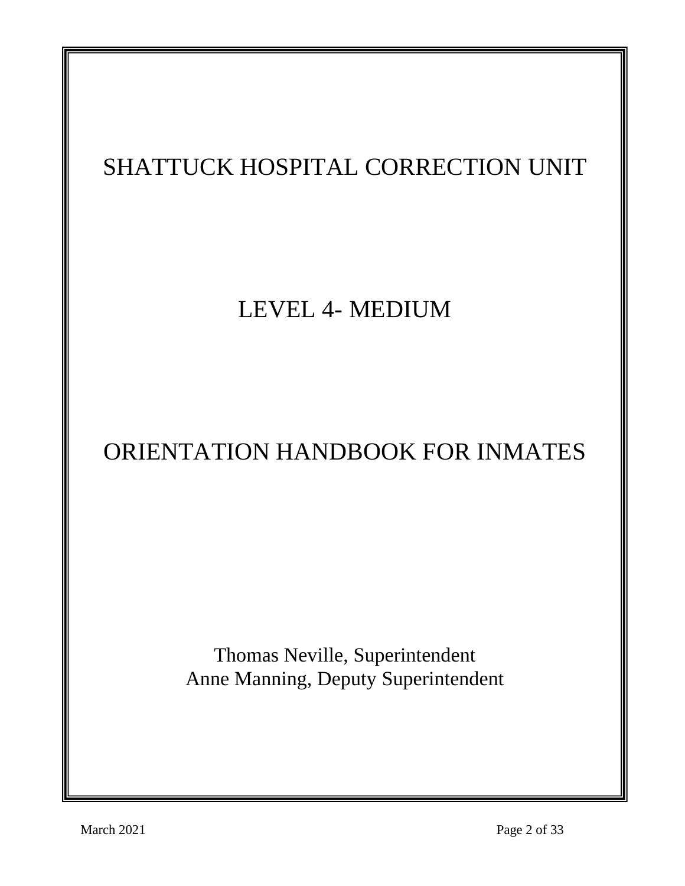# SHATTUCK HOSPITAL CORRECTION UNIT

## LEVEL 4- MEDIUM

## ORIENTATION HANDBOOK FOR INMATES

Thomas Neville, Superintendent
Anne Manning, Deputy Superintendent

March 2021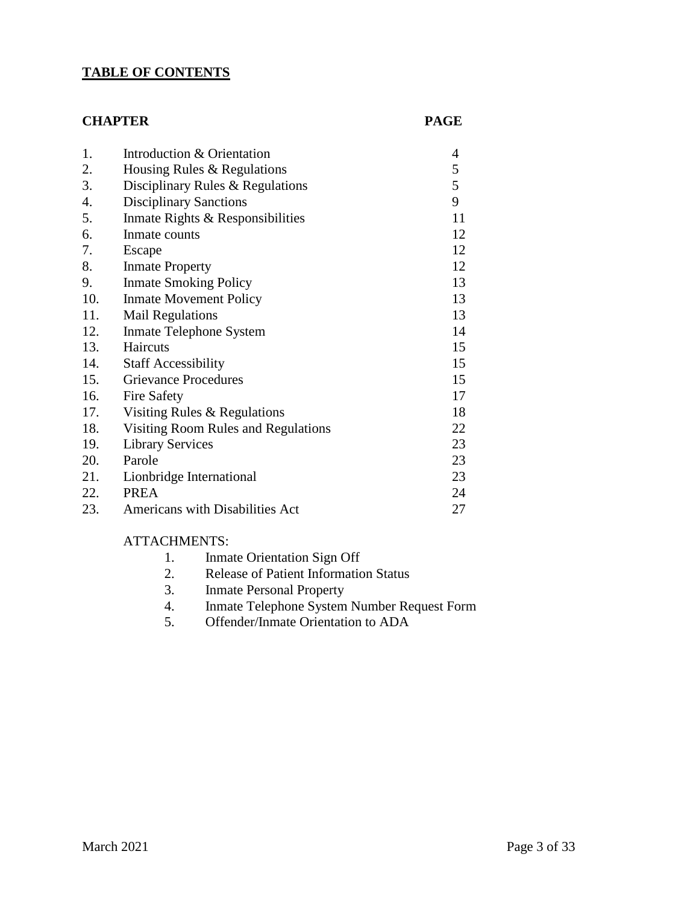## **TABLE OF CONTENTS**

| **CHAPTER** | | **PAGE** |
|---|---|---|
| 1. | Introduction & Orientation | 4 |
| 2. | Housing Rules & Regulations | 5 |
| 3. | Disciplinary Rules & Regulations | 5 |
| 4. | Disciplinary Sanctions | 9 |
| 5. | Inmate Rights & Responsibilities | 11 |
| 6. | Inmate counts | 12 |
| 7. | Escape | 12 |
| 8. | Inmate Property | 12 |
| 9. | Inmate Smoking Policy | 13 |
| 10. | Inmate Movement Policy | 13 |
| 11. | Mail Regulations | 13 |
| 12. | Inmate Telephone System | 14 |
| 13. | Haircuts | 15 |
| 14. | Staff Accessibility | 15 |
| 15. | Grievance Procedures | 15 |
| 16. | Fire Safety | 17 |
| 17. | Visiting Rules & Regulations | 18 |
| 18. | Visiting Room Rules and Regulations | 22 |
| 19. | Library Services | 23 |
| 20. | Parole | 23 |
| 21. | Lionbridge International | 23 |
| 22. | PREA | 24 |
| 23. | Americans with Disabilities Act | 27 |

ATTACHMENTS:

1. Inmate Orientation Sign Off
2. Release of Patient Information Status
3. Inmate Personal Property
4. Inmate Telephone System Number Request Form
5. Offender/Inmate Orientation to ADA

March 2021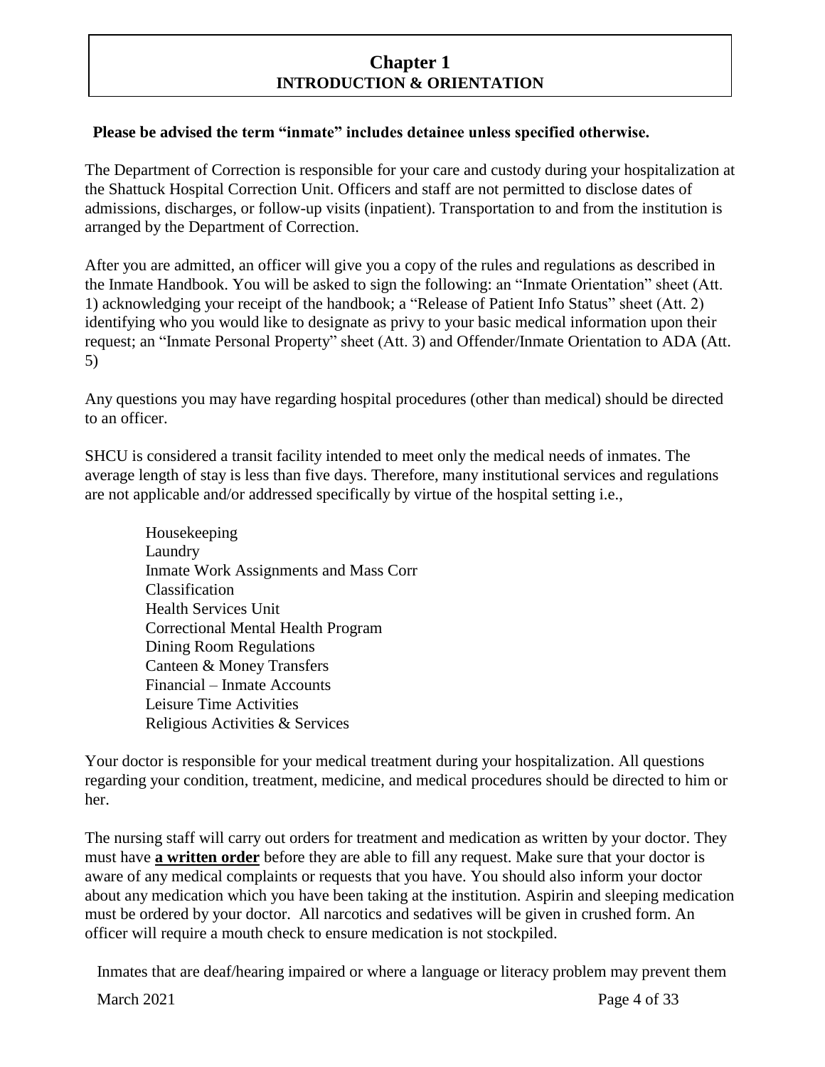# Chapter 1
## INTRODUCTION & ORIENTATION

**Please be advised the term "inmate" includes detainee unless specified otherwise.**

The Department of Correction is responsible for your care and custody during your hospitalization at the Shattuck Hospital Correction Unit. Officers and staff are not permitted to disclose dates of admissions, discharges, or follow-up visits (inpatient). Transportation to and from the institution is arranged by the Department of Correction.

After you are admitted, an officer will give you a copy of the rules and regulations as described in the Inmate Handbook. You will be asked to sign the following: an "Inmate Orientation" sheet (Att. 1) acknowledging your receipt of the handbook; a "Release of Patient Info Status" sheet (Att. 2) identifying who you would like to designate as privy to your basic medical information upon their request; an "Inmate Personal Property" sheet (Att. 3) and Offender/Inmate Orientation to ADA (Att. 5)

Any questions you may have regarding hospital procedures (other than medical) should be directed to an officer.

SHCU is considered a transit facility intended to meet only the medical needs of inmates. The average length of stay is less than five days. Therefore, many institutional services and regulations are not applicable and/or addressed specifically by virtue of the hospital setting i.e.,

- Housekeeping
- Laundry
- Inmate Work Assignments and Mass Corr
- Classification
- Health Services Unit
- Correctional Mental Health Program
- Dining Room Regulations
- Canteen & Money Transfers
- Financial – Inmate Accounts
- Leisure Time Activities
- Religious Activities & Services

Your doctor is responsible for your medical treatment during your hospitalization. All questions regarding your condition, treatment, medicine, and medical procedures should be directed to him or her.

The nursing staff will carry out orders for treatment and medication as written by your doctor. They must have **a written order** before they are able to fill any request. Make sure that your doctor is aware of any medical complaints or requests that you have. You should also inform your doctor about any medication which you have been taking at the institution. Aspirin and sleeping medication must be ordered by your doctor. All narcotics and sedatives will be given in crushed form. An officer will require a mouth check to ensure medication is not stockpiled.

Inmates that are deaf/hearing impaired or where a language or literacy problem may prevent them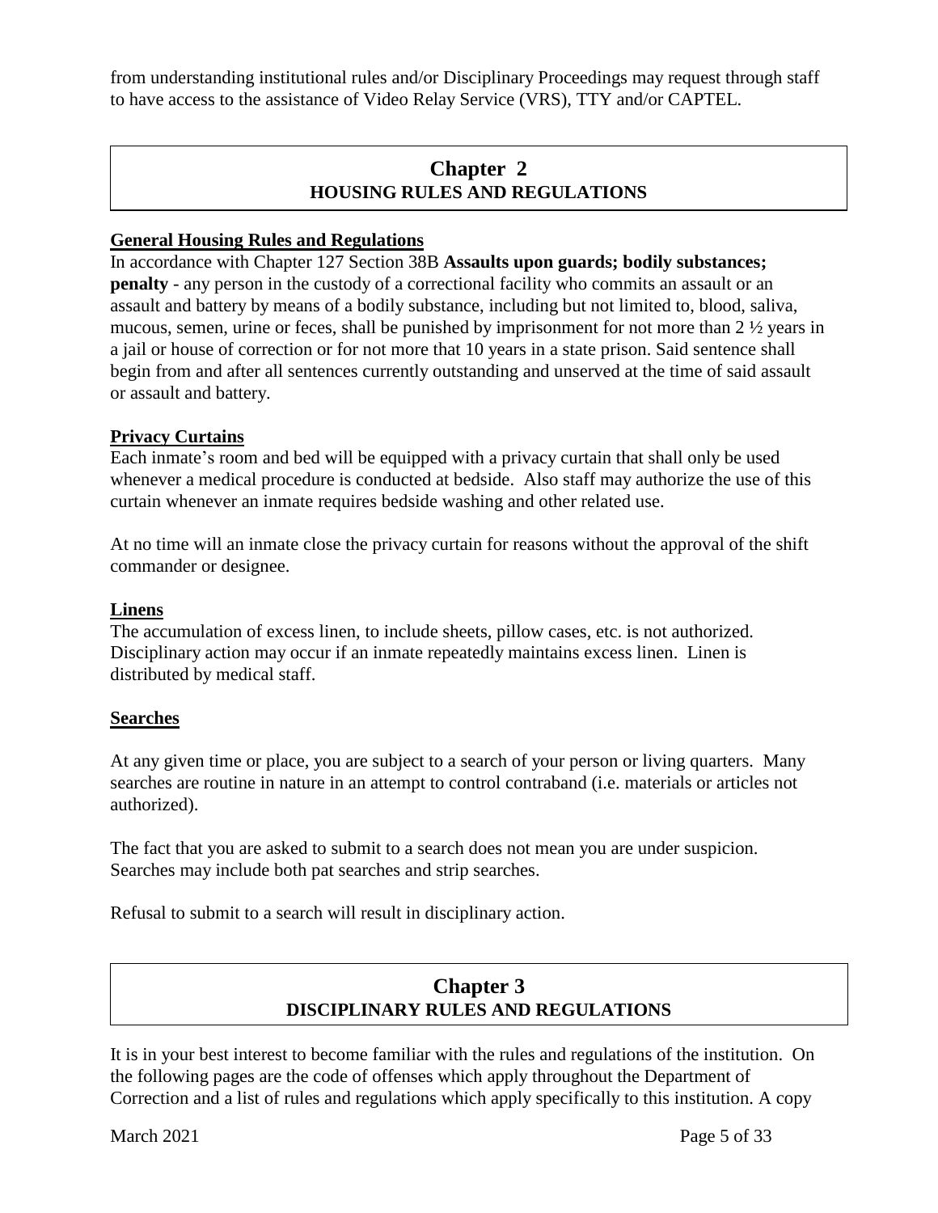from understanding institutional rules and/or Disciplinary Proceedings may request through staff to have access to the assistance of Video Relay Service (VRS), TTY and/or CAPTEL.

## Chapter 2
## HOUSING RULES AND REGULATIONS

**General Housing Rules and Regulations**

In accordance with Chapter 127 Section 38B **Assaults upon guards; bodily substances; penalty** - any person in the custody of a correctional facility who commits an assault or an assault and battery by means of a bodily substance, including but not limited to, blood, saliva, mucous, semen, urine or feces, shall be punished by imprisonment for not more than 2 ½ years in a jail or house of correction or for not more that 10 years in a state prison. Said sentence shall begin from and after all sentences currently outstanding and unserved at the time of said assault or assault and battery.

**Privacy Curtains**

Each inmate's room and bed will be equipped with a privacy curtain that shall only be used whenever a medical procedure is conducted at bedside. Also staff may authorize the use of this curtain whenever an inmate requires bedside washing and other related use.

At no time will an inmate close the privacy curtain for reasons without the approval of the shift commander or designee.

**Linens**

The accumulation of excess linen, to include sheets, pillow cases, etc. is not authorized. Disciplinary action may occur if an inmate repeatedly maintains excess linen. Linen is distributed by medical staff.

**Searches**

At any given time or place, you are subject to a search of your person or living quarters. Many searches are routine in nature in an attempt to control contraband (i.e. materials or articles not authorized).

The fact that you are asked to submit to a search does not mean you are under suspicion. Searches may include both pat searches and strip searches.

Refusal to submit to a search will result in disciplinary action.

## Chapter 3
## DISCIPLINARY RULES AND REGULATIONS

It is in your best interest to become familiar with the rules and regulations of the institution. On the following pages are the code of offenses which apply throughout the Department of Correction and a list of rules and regulations which apply specifically to this institution. A copy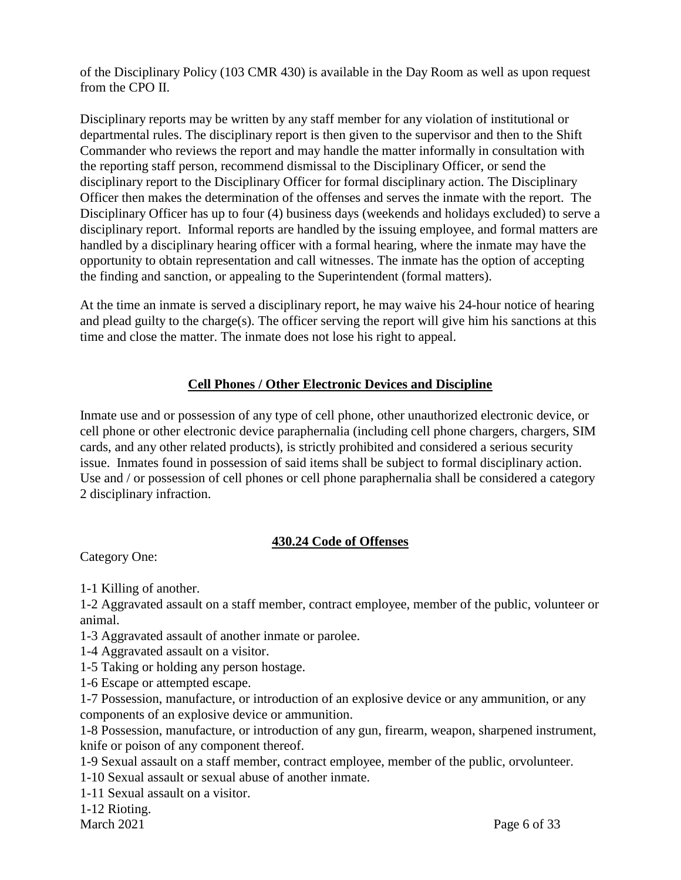of the Disciplinary Policy (103 CMR 430) is available in the Day Room as well as upon request from the CPO II.

Disciplinary reports may be written by any staff member for any violation of institutional or departmental rules. The disciplinary report is then given to the supervisor and then to the Shift Commander who reviews the report and may handle the matter informally in consultation with the reporting staff person, recommend dismissal to the Disciplinary Officer, or send the disciplinary report to the Disciplinary Officer for formal disciplinary action. The Disciplinary Officer then makes the determination of the offenses and serves the inmate with the report. The Disciplinary Officer has up to four (4) business days (weekends and holidays excluded) to serve a disciplinary report. Informal reports are handled by the issuing employee, and formal matters are handled by a disciplinary hearing officer with a formal hearing, where the inmate may have the opportunity to obtain representation and call witnesses. The inmate has the option of accepting the finding and sanction, or appealing to the Superintendent (formal matters).

At the time an inmate is served a disciplinary report, he may waive his 24-hour notice of hearing and plead guilty to the charge(s). The officer serving the report will give him his sanctions at this time and close the matter. The inmate does not lose his right to appeal.

## Cell Phones / Other Electronic Devices and Discipline

Inmate use and or possession of any type of cell phone, other unauthorized electronic device, or cell phone or other electronic device paraphernalia (including cell phone chargers, chargers, SIM cards, and any other related products), is strictly prohibited and considered a serious security issue. Inmates found in possession of said items shall be subject to formal disciplinary action. Use and / or possession of cell phones or cell phone paraphernalia shall be considered a category 2 disciplinary infraction.

## 430.24 Code of Offenses

Category One:

1-1 Killing of another.
1-2 Aggravated assault on a staff member, contract employee, member of the public, volunteer or animal.
1-3 Aggravated assault of another inmate or parolee.
1-4 Aggravated assault on a visitor.
1-5 Taking or holding any person hostage.
1-6 Escape or attempted escape.
1-7 Possession, manufacture, or introduction of an explosive device or any ammunition, or any components of an explosive device or ammunition.
1-8 Possession, manufacture, or introduction of any gun, firearm, weapon, sharpened instrument, knife or poison of any component thereof.
1-9 Sexual assault on a staff member, contract employee, member of the public, orvolunteer.
1-10 Sexual assault or sexual abuse of another inmate.
1-11 Sexual assault on a visitor.
1-12 Rioting.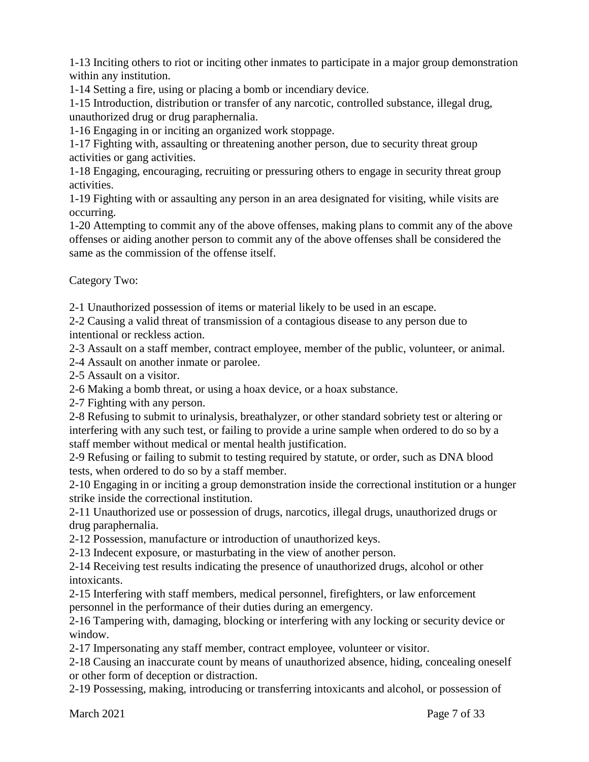1-13 Inciting others to riot or inciting other inmates to participate in a major group demonstration within any institution.

1-14 Setting a fire, using or placing a bomb or incendiary device.

1-15 Introduction, distribution or transfer of any narcotic, controlled substance, illegal drug, unauthorized drug or drug paraphernalia.

1-16 Engaging in or inciting an organized work stoppage.

1-17 Fighting with, assaulting or threatening another person, due to security threat group activities or gang activities.

1-18 Engaging, encouraging, recruiting or pressuring others to engage in security threat group activities.

1-19 Fighting with or assaulting any person in an area designated for visiting, while visits are occurring.

1-20 Attempting to commit any of the above offenses, making plans to commit any of the above offenses or aiding another person to commit any of the above offenses shall be considered the same as the commission of the offense itself.

Category Two:

2-1 Unauthorized possession of items or material likely to be used in an escape.

2-2 Causing a valid threat of transmission of a contagious disease to any person due to intentional or reckless action.

2-3 Assault on a staff member, contract employee, member of the public, volunteer, or animal.

2-4 Assault on another inmate or parolee.

2-5 Assault on a visitor.

2-6 Making a bomb threat, or using a hoax device, or a hoax substance.

2-7 Fighting with any person.

2-8 Refusing to submit to urinalysis, breathalyzer, or other standard sobriety test or altering or interfering with any such test, or failing to provide a urine sample when ordered to do so by a staff member without medical or mental health justification.

2-9 Refusing or failing to submit to testing required by statute, or order, such as DNA blood tests, when ordered to do so by a staff member.

2-10 Engaging in or inciting a group demonstration inside the correctional institution or a hunger strike inside the correctional institution.

2-11 Unauthorized use or possession of drugs, narcotics, illegal drugs, unauthorized drugs or drug paraphernalia.

2-12 Possession, manufacture or introduction of unauthorized keys.

2-13 Indecent exposure, or masturbating in the view of another person.

2-14 Receiving test results indicating the presence of unauthorized drugs, alcohol or other intoxicants.

2-15 Interfering with staff members, medical personnel, firefighters, or law enforcement personnel in the performance of their duties during an emergency.

2-16 Tampering with, damaging, blocking or interfering with any locking or security device or window.

2-17 Impersonating any staff member, contract employee, volunteer or visitor.

2-18 Causing an inaccurate count by means of unauthorized absence, hiding, concealing oneself or other form of deception or distraction.

2-19 Possessing, making, introducing or transferring intoxicants and alcohol, or possession of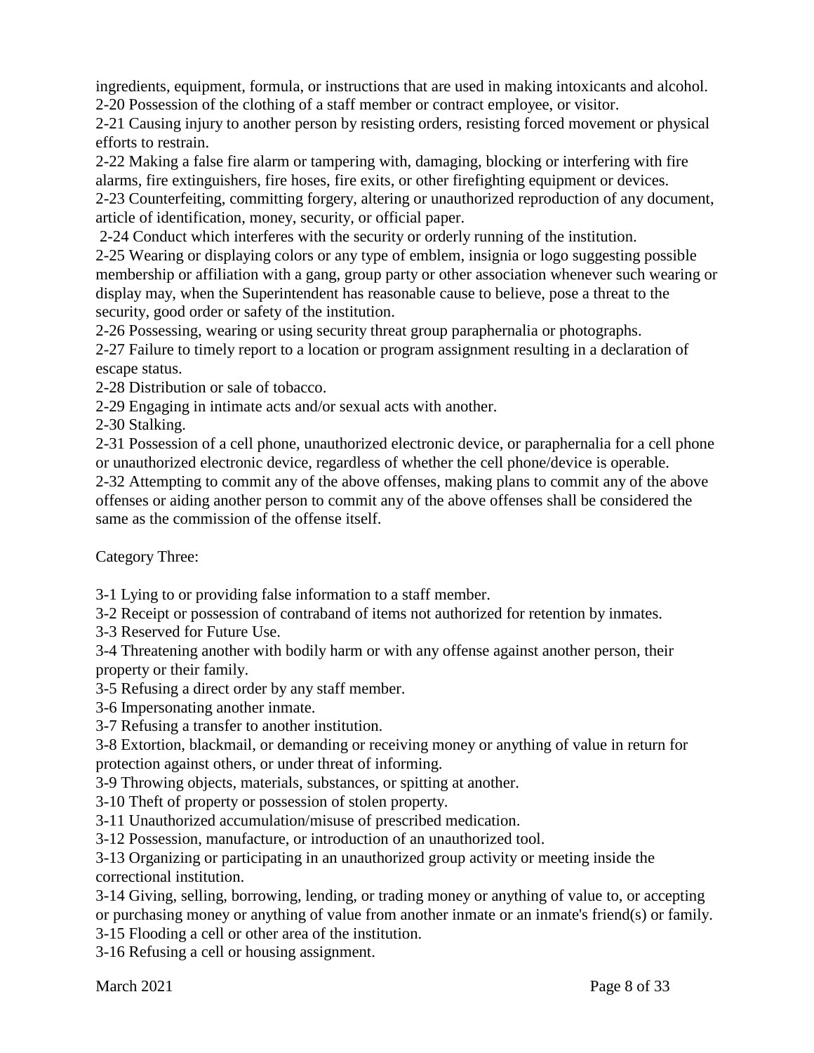ingredients, equipment, formula, or instructions that are used in making intoxicants and alcohol.
2-20 Possession of the clothing of a staff member or contract employee, or visitor.
2-21 Causing injury to another person by resisting orders, resisting forced movement or physical efforts to restrain.
2-22 Making a false fire alarm or tampering with, damaging, blocking or interfering with fire alarms, fire extinguishers, fire hoses, fire exits, or other firefighting equipment or devices.
2-23 Counterfeiting, committing forgery, altering or unauthorized reproduction of any document, article of identification, money, security, or official paper.
2-24 Conduct which interferes with the security or orderly running of the institution.
2-25 Wearing or displaying colors or any type of emblem, insignia or logo suggesting possible membership or affiliation with a gang, group party or other association whenever such wearing or display may, when the Superintendent has reasonable cause to believe, pose a threat to the security, good order or safety of the institution.
2-26 Possessing, wearing or using security threat group paraphernalia or photographs.
2-27 Failure to timely report to a location or program assignment resulting in a declaration of escape status.
2-28 Distribution or sale of tobacco.
2-29 Engaging in intimate acts and/or sexual acts with another.
2-30 Stalking.
2-31 Possession of a cell phone, unauthorized electronic device, or paraphernalia for a cell phone or unauthorized electronic device, regardless of whether the cell phone/device is operable.
2-32 Attempting to commit any of the above offenses, making plans to commit any of the above offenses or aiding another person to commit any of the above offenses shall be considered the same as the commission of the offense itself.

Category Three:

3-1 Lying to or providing false information to a staff member.
3-2 Receipt or possession of contraband of items not authorized for retention by inmates.
3-3 Reserved for Future Use.
3-4 Threatening another with bodily harm or with any offense against another person, their property or their family.
3-5 Refusing a direct order by any staff member.
3-6 Impersonating another inmate.
3-7 Refusing a transfer to another institution.
3-8 Extortion, blackmail, or demanding or receiving money or anything of value in return for protection against others, or under threat of informing.
3-9 Throwing objects, materials, substances, or spitting at another.
3-10 Theft of property or possession of stolen property.
3-11 Unauthorized accumulation/misuse of prescribed medication.
3-12 Possession, manufacture, or introduction of an unauthorized tool.
3-13 Organizing or participating in an unauthorized group activity or meeting inside the correctional institution.
3-14 Giving, selling, borrowing, lending, or trading money or anything of value to, or accepting or purchasing money or anything of value from another inmate or an inmate's friend(s) or family.
3-15 Flooding a cell or other area of the institution.
3-16 Refusing a cell or housing assignment.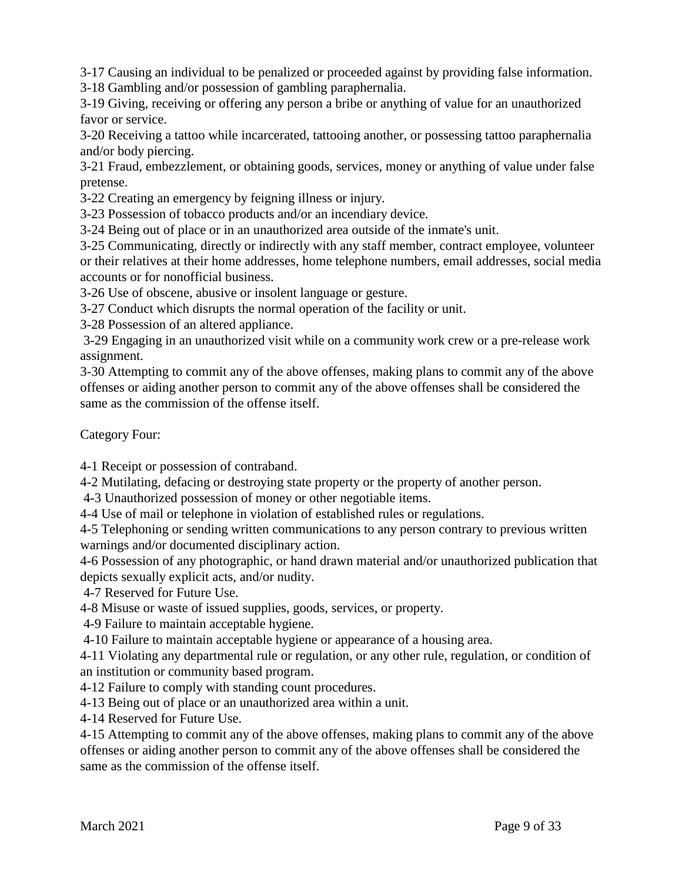3-17 Causing an individual to be penalized or proceeded against by providing false information.
3-18 Gambling and/or possession of gambling paraphernalia.
3-19 Giving, receiving or offering any person a bribe or anything of value for an unauthorized favor or service.
3-20 Receiving a tattoo while incarcerated, tattooing another, or possessing tattoo paraphernalia and/or body piercing.
3-21 Fraud, embezzlement, or obtaining goods, services, money or anything of value under false pretense.
3-22 Creating an emergency by feigning illness or injury.
3-23 Possession of tobacco products and/or an incendiary device.
3-24 Being out of place or in an unauthorized area outside of the inmate's unit.
3-25 Communicating, directly or indirectly with any staff member, contract employee, volunteer or their relatives at their home addresses, home telephone numbers, email addresses, social media accounts or for nonofficial business.
3-26 Use of obscene, abusive or insolent language or gesture.
3-27 Conduct which disrupts the normal operation of the facility or unit.
3-28 Possession of an altered appliance.
3-29 Engaging in an unauthorized visit while on a community work crew or a pre-release work assignment.
3-30 Attempting to commit any of the above offenses, making plans to commit any of the above offenses or aiding another person to commit any of the above offenses shall be considered the same as the commission of the offense itself.

Category Four:

4-1 Receipt or possession of contraband.
4-2 Mutilating, defacing or destroying state property or the property of another person.
4-3 Unauthorized possession of money or other negotiable items.
4-4 Use of mail or telephone in violation of established rules or regulations.
4-5 Telephoning or sending written communications to any person contrary to previous written warnings and/or documented disciplinary action.
4-6 Possession of any photographic, or hand drawn material and/or unauthorized publication that depicts sexually explicit acts, and/or nudity.
4-7 Reserved for Future Use.
4-8 Misuse or waste of issued supplies, goods, services, or property.
4-9 Failure to maintain acceptable hygiene.
4-10 Failure to maintain acceptable hygiene or appearance of a housing area.
4-11 Violating any departmental rule or regulation, or any other rule, regulation, or condition of an institution or community based program.
4-12 Failure to comply with standing count procedures.
4-13 Being out of place or an unauthorized area within a unit.
4-14 Reserved for Future Use.
4-15 Attempting to commit any of the above offenses, making plans to commit any of the above offenses or aiding another person to commit any of the above offenses shall be considered the same as the commission of the offense itself.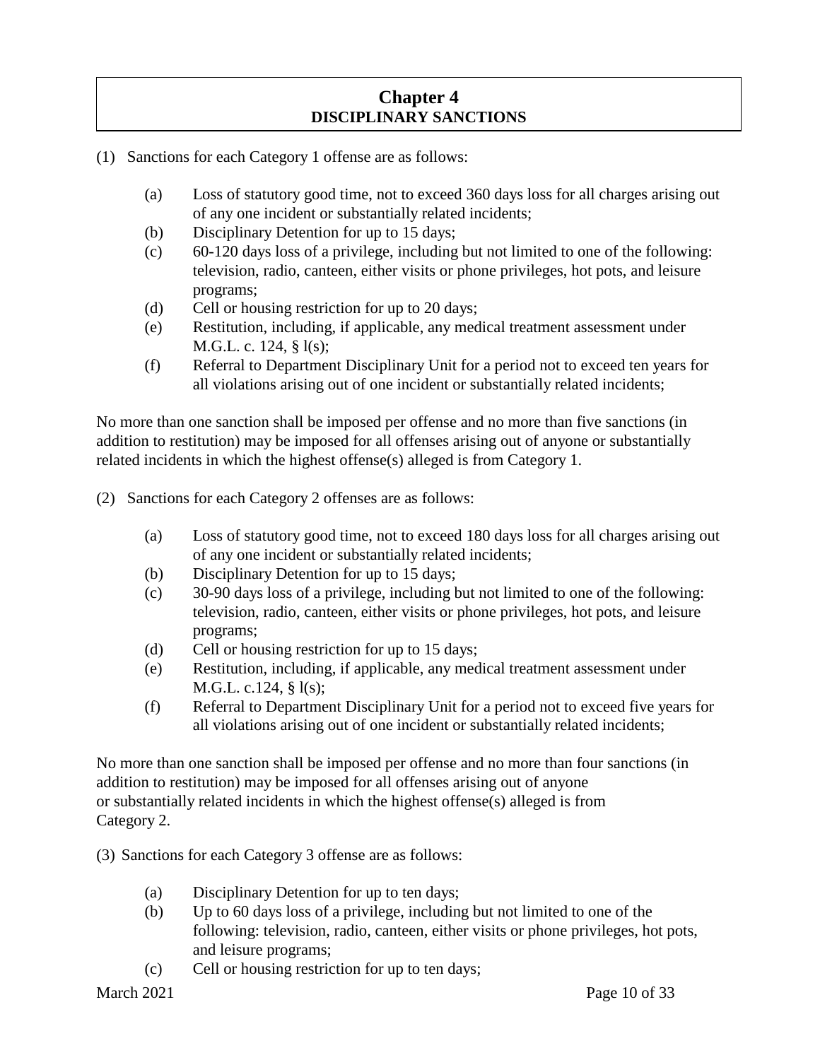# Chapter 4
## DISCIPLINARY SANCTIONS

(1) Sanctions for each Category 1 offense are as follows:

- (a) Loss of statutory good time, not to exceed 360 days loss for all charges arising out of any one incident or substantially related incidents;
- (b) Disciplinary Detention for up to 15 days;
- (c) 60-120 days loss of a privilege, including but not limited to one of the following: television, radio, canteen, either visits or phone privileges, hot pots, and leisure programs;
- (d) Cell or housing restriction for up to 20 days;
- (e) Restitution, including, if applicable, any medical treatment assessment under M.G.L. c. 124, § l(s);
- (f) Referral to Department Disciplinary Unit for a period not to exceed ten years for all violations arising out of one incident or substantially related incidents;

No more than one sanction shall be imposed per offense and no more than five sanctions (in addition to restitution) may be imposed for all offenses arising out of anyone or substantially related incidents in which the highest offense(s) alleged is from Category 1.

(2) Sanctions for each Category 2 offenses are as follows:

- (a) Loss of statutory good time, not to exceed 180 days loss for all charges arising out of any one incident or substantially related incidents;
- (b) Disciplinary Detention for up to 15 days;
- (c) 30-90 days loss of a privilege, including but not limited to one of the following: television, radio, canteen, either visits or phone privileges, hot pots, and leisure programs;
- (d) Cell or housing restriction for up to 15 days;
- (e) Restitution, including, if applicable, any medical treatment assessment under M.G.L. c.124, § l(s);
- (f) Referral to Department Disciplinary Unit for a period not to exceed five years for all violations arising out of one incident or substantially related incidents;

No more than one sanction shall be imposed per offense and no more than four sanctions (in addition to restitution) may be imposed for all offenses arising out of anyone or substantially related incidents in which the highest offense(s) alleged is from Category 2.

(3) Sanctions for each Category 3 offense are as follows:

- (a) Disciplinary Detention for up to ten days;
- (b) Up to 60 days loss of a privilege, including but not limited to one of the following: television, radio, canteen, either visits or phone privileges, hot pots, and leisure programs;
- (c) Cell or housing restriction for up to ten days;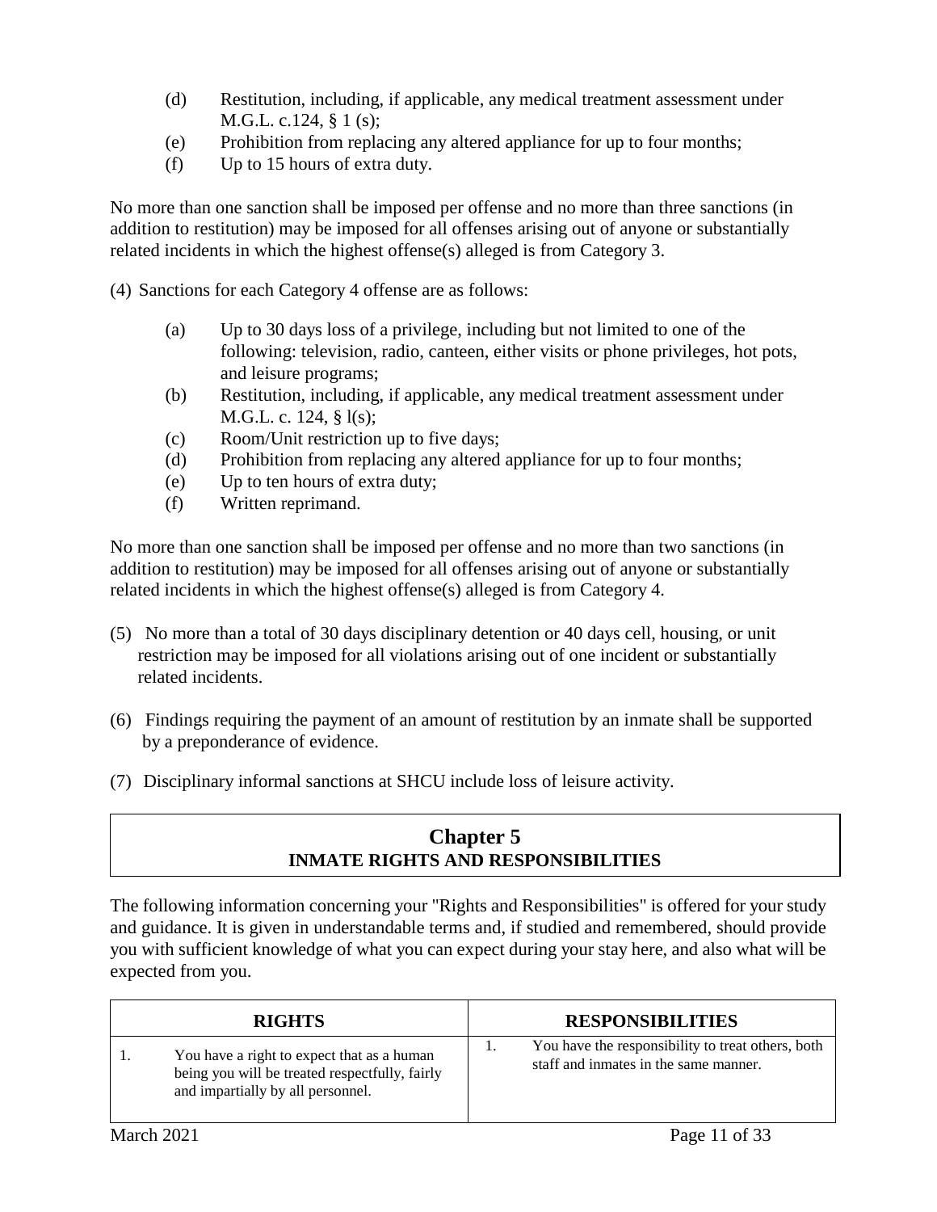(d) Restitution, including, if applicable, any medical treatment assessment under M.G.L. c.124, § 1 (s);

(e) Prohibition from replacing any altered appliance for up to four months;

(f) Up to 15 hours of extra duty.

No more than one sanction shall be imposed per offense and no more than three sanctions (in addition to restitution) may be imposed for all offenses arising out of anyone or substantially related incidents in which the highest offense(s) alleged is from Category 3.

(4) Sanctions for each Category 4 offense are as follows:

(a) Up to 30 days loss of a privilege, including but not limited to one of the following: television, radio, canteen, either visits or phone privileges, hot pots, and leisure programs;

(b) Restitution, including, if applicable, any medical treatment assessment under M.G.L. c. 124, § l(s);

(c) Room/Unit restriction up to five days;

(d) Prohibition from replacing any altered appliance for up to four months;

(e) Up to ten hours of extra duty;

(f) Written reprimand.

No more than one sanction shall be imposed per offense and no more than two sanctions (in addition to restitution) may be imposed for all offenses arising out of anyone or substantially related incidents in which the highest offense(s) alleged is from Category 4.

(5) No more than a total of 30 days disciplinary detention or 40 days cell, housing, or unit restriction may be imposed for all violations arising out of one incident or substantially related incidents.

(6) Findings requiring the payment of an amount of restitution by an inmate shall be supported by a preponderance of evidence.

(7) Disciplinary informal sanctions at SHCU include loss of leisure activity.

## Chapter 5
## INMATE RIGHTS AND RESPONSIBILITIES

The following information concerning your "Rights and Responsibilities" is offered for your study and guidance. It is given in understandable terms and, if studied and remembered, should provide you with sufficient knowledge of what you can expect during your stay here, and also what will be expected from you.

| RIGHTS | RESPONSIBILITIES |
|---|---|
| 1. You have a right to expect that as a human being you will be treated respectfully, fairly and impartially by all personnel. | 1. You have the responsibility to treat others, both staff and inmates in the same manner. |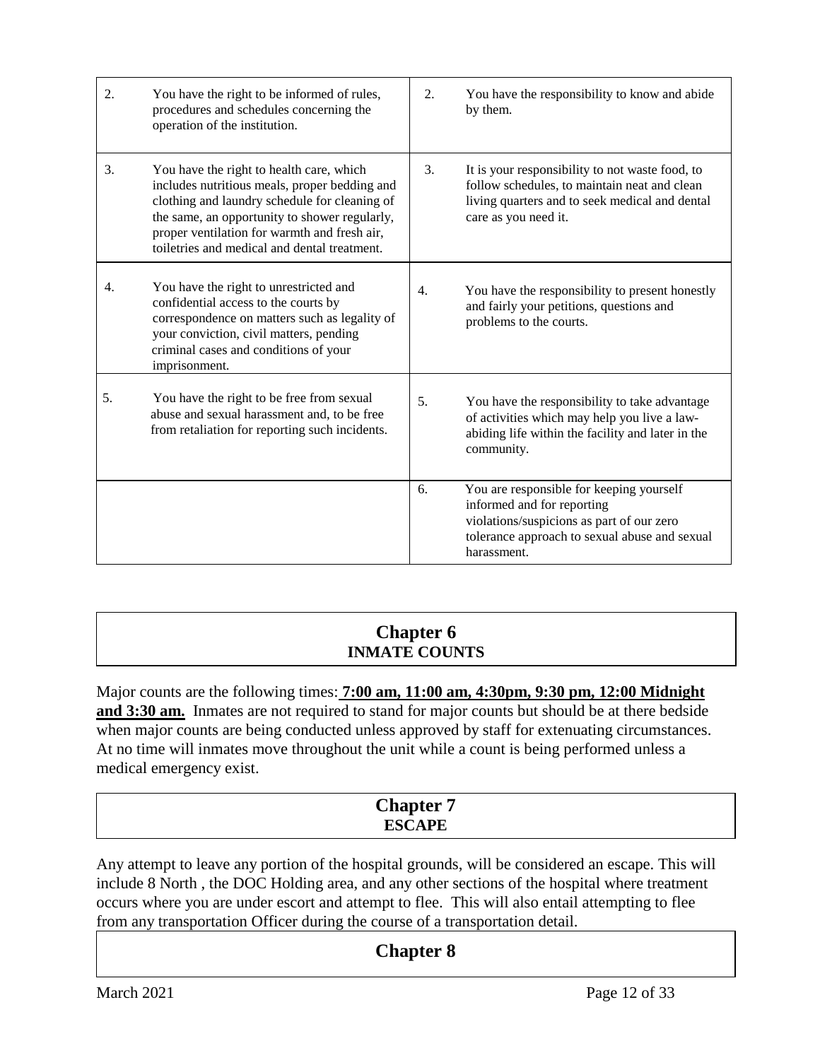| | |
|---|---|
| 2. You have the right to be informed of rules, procedures and schedules concerning the operation of the institution. | 2. You have the responsibility to know and abide by them. |
| 3. You have the right to health care, which includes nutritious meals, proper bedding and clothing and laundry schedule for cleaning of the same, an opportunity to shower regularly, proper ventilation for warmth and fresh air, toiletries and medical and dental treatment. | 3. It is your responsibility to not waste food, to follow schedules, to maintain neat and clean living quarters and to seek medical and dental care as you need it. |
| 4. You have the right to unrestricted and confidential access to the courts by correspondence on matters such as legality of your conviction, civil matters, pending criminal cases and conditions of your imprisonment. | 4. You have the responsibility to present honestly and fairly your petitions, questions and problems to the courts. |
| 5. You have the right to be free from sexual abuse and sexual harassment and, to be free from retaliation for reporting such incidents. | 5. You have the responsibility to take advantage of activities which may help you live a law-abiding life within the facility and later in the community. |
| | 6. You are responsible for keeping yourself informed and for reporting violations/suspicions as part of our zero tolerance approach to sexual abuse and sexual harassment. |

## Chapter 6
## INMATE COUNTS

Major counts are the following times: **7:00 am, 11:00 am, 4:30pm, 9:30 pm, 12:00 Midnight and 3:30 am.** Inmates are not required to stand for major counts but should be at there bedside when major counts are being conducted unless approved by staff for extenuating circumstances. At no time will inmates move throughout the unit while a count is being performed unless a medical emergency exist.

## Chapter 7
## ESCAPE

Any attempt to leave any portion of the hospital grounds, will be considered an escape. This will include 8 North , the DOC Holding area, and any other sections of the hospital where treatment occurs where you are under escort and attempt to flee. This will also entail attempting to flee from any transportation Officer during the course of a transportation detail.

## Chapter 8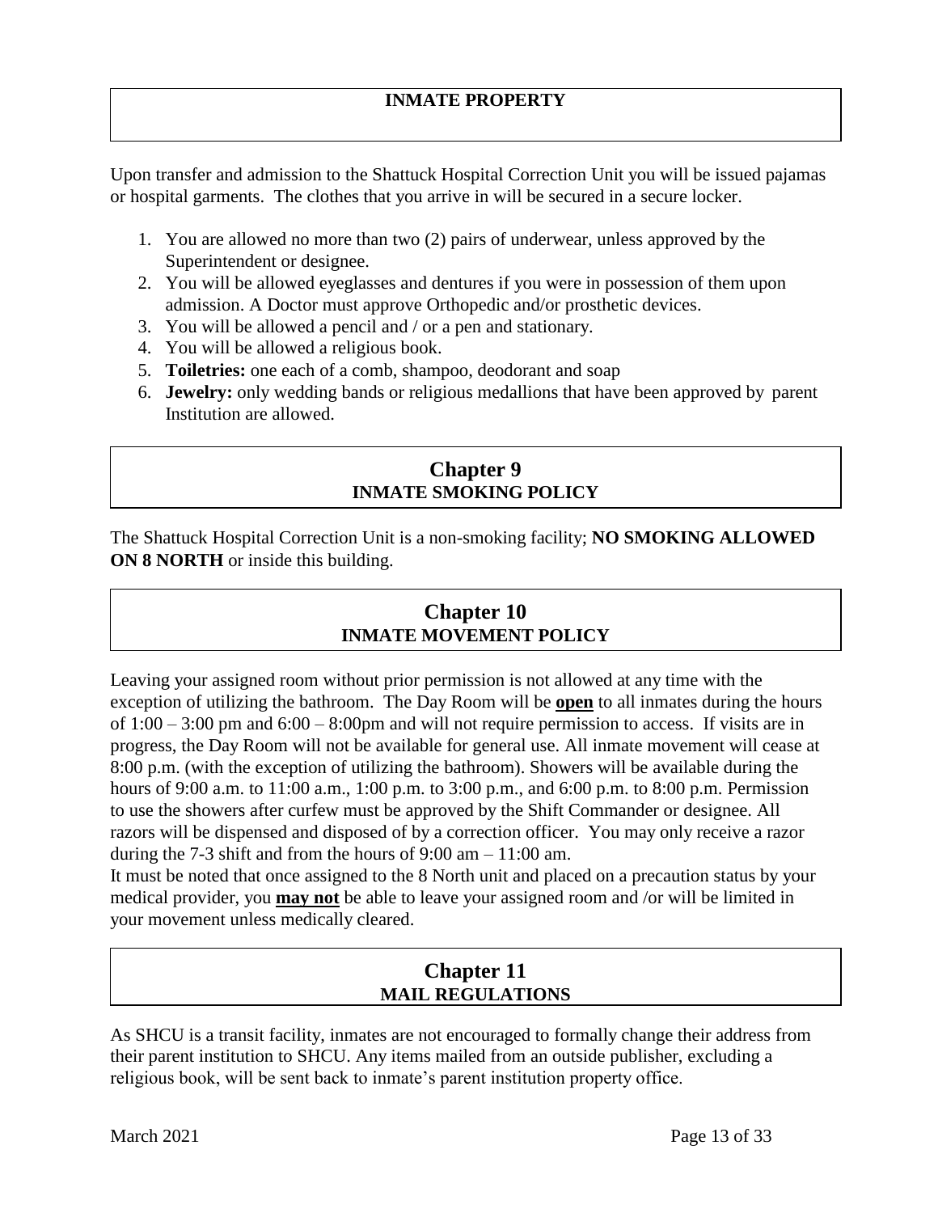## INMATE PROPERTY

Upon transfer and admission to the Shattuck Hospital Correction Unit you will be issued pajamas or hospital garments. The clothes that you arrive in will be secured in a secure locker.

1. You are allowed no more than two (2) pairs of underwear, unless approved by the Superintendent or designee.
2. You will be allowed eyeglasses and dentures if you were in possession of them upon admission. A Doctor must approve Orthopedic and/or prosthetic devices.
3. You will be allowed a pencil and / or a pen and stationary.
4. You will be allowed a religious book.
5. **Toiletries:** one each of a comb, shampoo, deodorant and soap
6. **Jewelry:** only wedding bands or religious medallions that have been approved by parent Institution are allowed.

## Chapter 9
## INMATE SMOKING POLICY

The Shattuck Hospital Correction Unit is a non-smoking facility; **NO SMOKING ALLOWED ON 8 NORTH** or inside this building.

## Chapter 10
## INMATE MOVEMENT POLICY

Leaving your assigned room without prior permission is not allowed at any time with the exception of utilizing the bathroom. The Day Room will be **open** to all inmates during the hours of 1:00 – 3:00 pm and 6:00 – 8:00pm and will not require permission to access. If visits are in progress, the Day Room will not be available for general use. All inmate movement will cease at 8:00 p.m. (with the exception of utilizing the bathroom). Showers will be available during the hours of 9:00 a.m. to 11:00 a.m., 1:00 p.m. to 3:00 p.m., and 6:00 p.m. to 8:00 p.m. Permission to use the showers after curfew must be approved by the Shift Commander or designee. All razors will be dispensed and disposed of by a correction officer. You may only receive a razor during the 7-3 shift and from the hours of 9:00 am – 11:00 am.

It must be noted that once assigned to the 8 North unit and placed on a precaution status by your medical provider, you **may not** be able to leave your assigned room and /or will be limited in your movement unless medically cleared.

## Chapter 11
## MAIL REGULATIONS

As SHCU is a transit facility, inmates are not encouraged to formally change their address from their parent institution to SHCU. Any items mailed from an outside publisher, excluding a religious book, will be sent back to inmate's parent institution property office.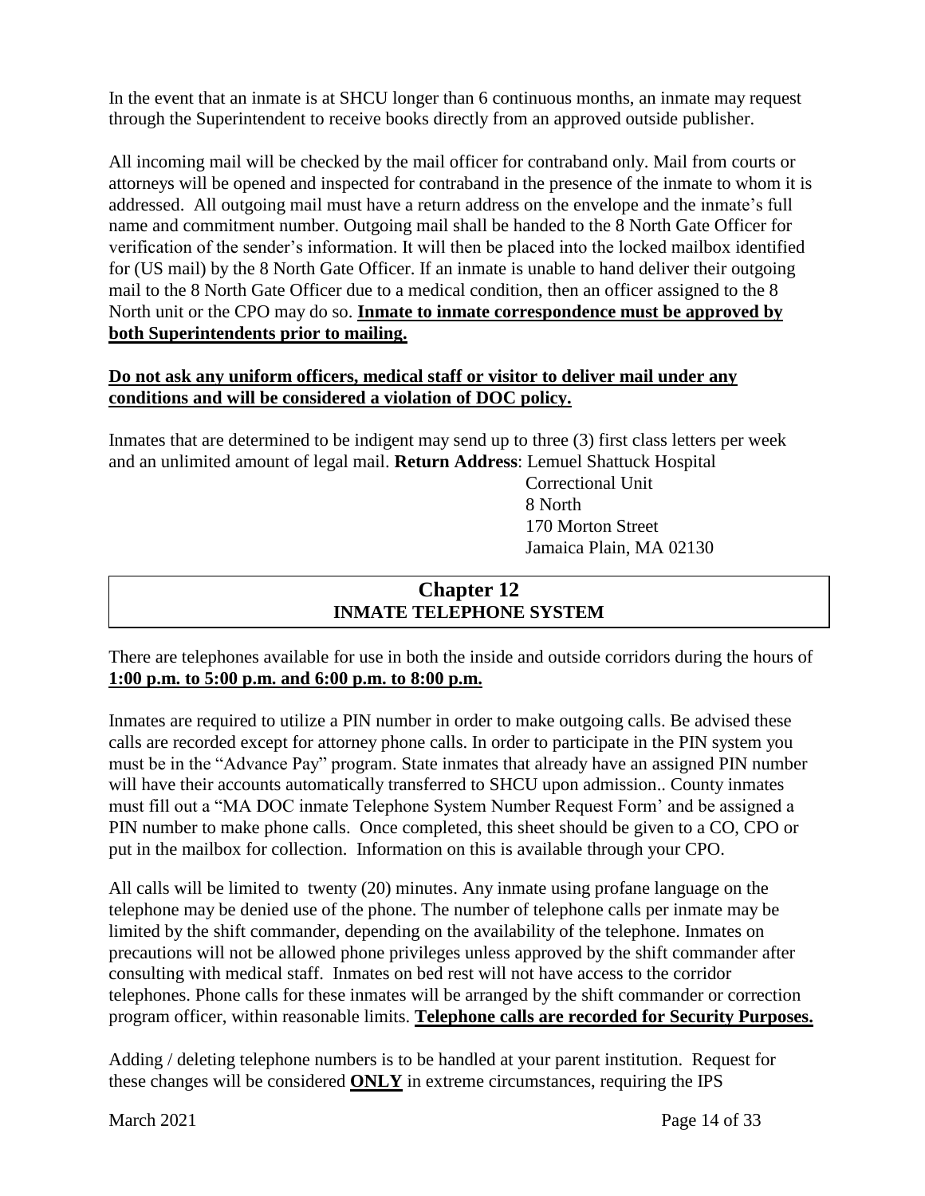In the event that an inmate is at SHCU longer than 6 continuous months, an inmate may request through the Superintendent to receive books directly from an approved outside publisher.

All incoming mail will be checked by the mail officer for contraband only. Mail from courts or attorneys will be opened and inspected for contraband in the presence of the inmate to whom it is addressed. All outgoing mail must have a return address on the envelope and the inmate's full name and commitment number. Outgoing mail shall be handed to the 8 North Gate Officer for verification of the sender's information. It will then be placed into the locked mailbox identified for (US mail) by the 8 North Gate Officer. If an inmate is unable to hand deliver their outgoing mail to the 8 North Gate Officer due to a medical condition, then an officer assigned to the 8 North unit or the CPO may do so. **Inmate to inmate correspondence must be approved by both Superintendents prior to mailing.**

**Do not ask any uniform officers, medical staff or visitor to deliver mail under any conditions and will be considered a violation of DOC policy.**

Inmates that are determined to be indigent may send up to three (3) first class letters per week and an unlimited amount of legal mail. **Return Address**: Lemuel Shattuck Hospital
Correctional Unit
8 North
170 Morton Street
Jamaica Plain, MA 02130

## Chapter 12
## INMATE TELEPHONE SYSTEM

There are telephones available for use in both the inside and outside corridors during the hours of **1:00 p.m. to 5:00 p.m. and 6:00 p.m. to 8:00 p.m.**

Inmates are required to utilize a PIN number in order to make outgoing calls. Be advised these calls are recorded except for attorney phone calls. In order to participate in the PIN system you must be in the "Advance Pay" program. State inmates that already have an assigned PIN number will have their accounts automatically transferred to SHCU upon admission.. County inmates must fill out a "MA DOC inmate Telephone System Number Request Form' and be assigned a PIN number to make phone calls. Once completed, this sheet should be given to a CO, CPO or put in the mailbox for collection. Information on this is available through your CPO.

All calls will be limited to twenty (20) minutes. Any inmate using profane language on the telephone may be denied use of the phone. The number of telephone calls per inmate may be limited by the shift commander, depending on the availability of the telephone. Inmates on precautions will not be allowed phone privileges unless approved by the shift commander after consulting with medical staff. Inmates on bed rest will not have access to the corridor telephones. Phone calls for these inmates will be arranged by the shift commander or correction program officer, within reasonable limits. **Telephone calls are recorded for Security Purposes.**

Adding / deleting telephone numbers is to be handled at your parent institution. Request for these changes will be considered **ONLY** in extreme circumstances, requiring the IPS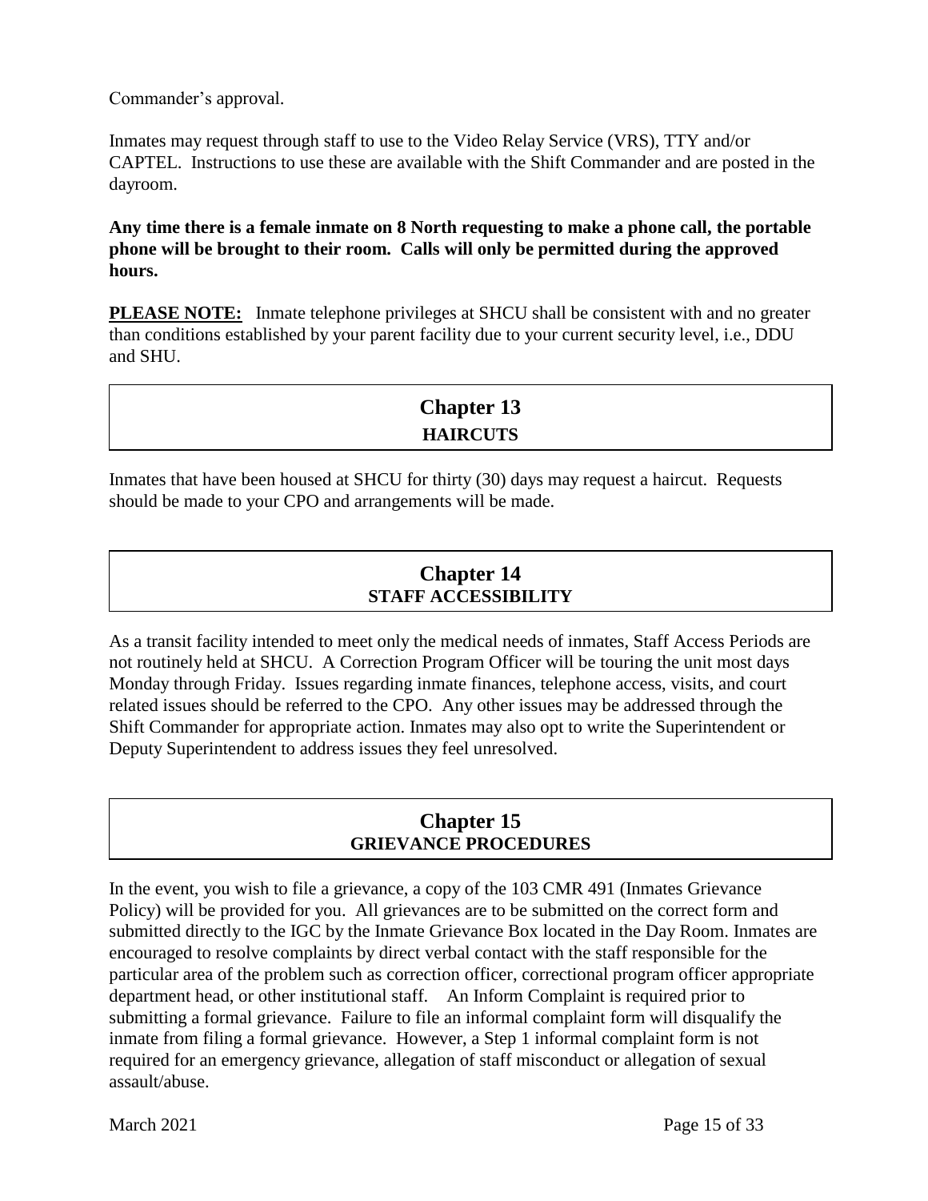Commander's approval.

Inmates may request through staff to use to the Video Relay Service (VRS), TTY and/or CAPTEL. Instructions to use these are available with the Shift Commander and are posted in the dayroom.

**Any time there is a female inmate on 8 North requesting to make a phone call, the portable phone will be brought to their room. Calls will only be permitted during the approved hours.**

**PLEASE NOTE:** Inmate telephone privileges at SHCU shall be consistent with and no greater than conditions established by your parent facility due to your current security level, i.e., DDU and SHU.

## Chapter 13
### HAIRCUTS

Inmates that have been housed at SHCU for thirty (30) days may request a haircut. Requests should be made to your CPO and arrangements will be made.

## Chapter 14
### STAFF ACCESSIBILITY

As a transit facility intended to meet only the medical needs of inmates, Staff Access Periods are not routinely held at SHCU. A Correction Program Officer will be touring the unit most days Monday through Friday. Issues regarding inmate finances, telephone access, visits, and court related issues should be referred to the CPO. Any other issues may be addressed through the Shift Commander for appropriate action. Inmates may also opt to write the Superintendent or Deputy Superintendent to address issues they feel unresolved.

## Chapter 15
### GRIEVANCE PROCEDURES

In the event, you wish to file a grievance, a copy of the 103 CMR 491 (Inmates Grievance Policy) will be provided for you. All grievances are to be submitted on the correct form and submitted directly to the IGC by the Inmate Grievance Box located in the Day Room. Inmates are encouraged to resolve complaints by direct verbal contact with the staff responsible for the particular area of the problem such as correction officer, correctional program officer appropriate department head, or other institutional staff. An Inform Complaint is required prior to submitting a formal grievance. Failure to file an informal complaint form will disqualify the inmate from filing a formal grievance. However, a Step 1 informal complaint form is not required for an emergency grievance, allegation of staff misconduct or allegation of sexual assault/abuse.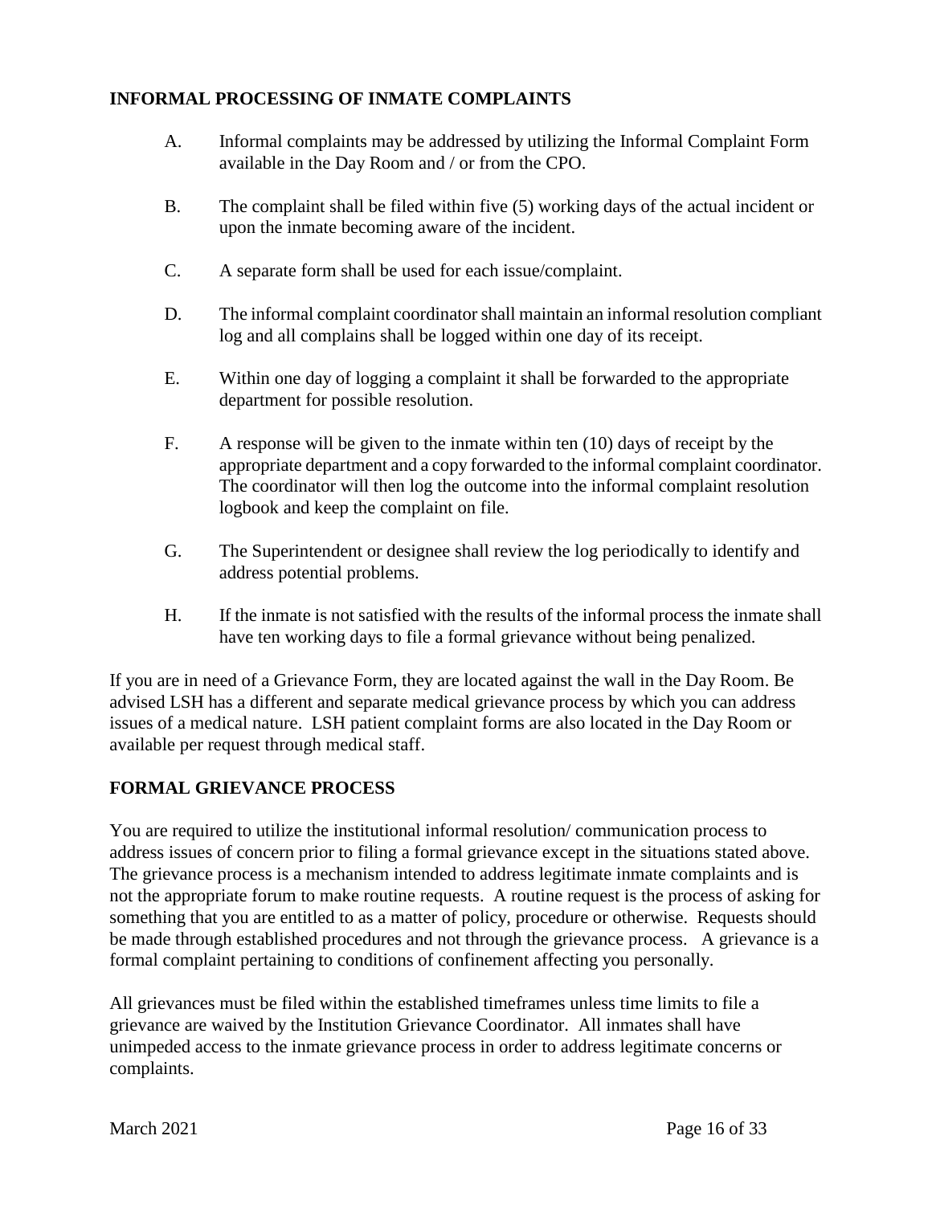## INFORMAL PROCESSING OF INMATE COMPLAINTS

A. Informal complaints may be addressed by utilizing the Informal Complaint Form available in the Day Room and / or from the CPO.

B. The complaint shall be filed within five (5) working days of the actual incident or upon the inmate becoming aware of the incident.

C. A separate form shall be used for each issue/complaint.

D. The informal complaint coordinator shall maintain an informal resolution compliant log and all complains shall be logged within one day of its receipt.

E. Within one day of logging a complaint it shall be forwarded to the appropriate department for possible resolution.

F. A response will be given to the inmate within ten (10) days of receipt by the appropriate department and a copy forwarded to the informal complaint coordinator. The coordinator will then log the outcome into the informal complaint resolution logbook and keep the complaint on file.

G. The Superintendent or designee shall review the log periodically to identify and address potential problems.

H. If the inmate is not satisfied with the results of the informal process the inmate shall have ten working days to file a formal grievance without being penalized.

If you are in need of a Grievance Form, they are located against the wall in the Day Room. Be advised LSH has a different and separate medical grievance process by which you can address issues of a medical nature. LSH patient complaint forms are also located in the Day Room or available per request through medical staff.

## FORMAL GRIEVANCE PROCESS

You are required to utilize the institutional informal resolution/ communication process to address issues of concern prior to filing a formal grievance except in the situations stated above. The grievance process is a mechanism intended to address legitimate inmate complaints and is not the appropriate forum to make routine requests. A routine request is the process of asking for something that you are entitled to as a matter of policy, procedure or otherwise. Requests should be made through established procedures and not through the grievance process. A grievance is a formal complaint pertaining to conditions of confinement affecting you personally.

All grievances must be filed within the established timeframes unless time limits to file a grievance are waived by the Institution Grievance Coordinator. All inmates shall have unimpeded access to the inmate grievance process in order to address legitimate concerns or complaints.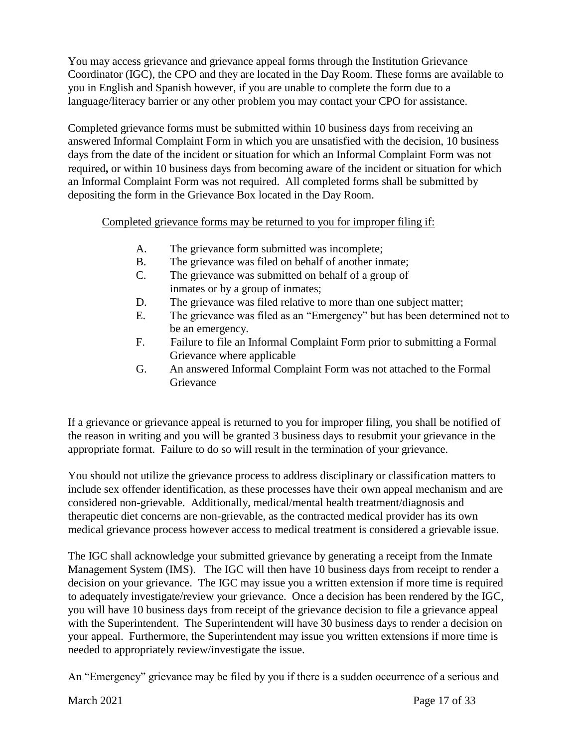You may access grievance and grievance appeal forms through the Institution Grievance Coordinator (IGC), the CPO and they are located in the Day Room. These forms are available to you in English and Spanish however, if you are unable to complete the form due to a language/literacy barrier or any other problem you may contact your CPO for assistance.

Completed grievance forms must be submitted within 10 business days from receiving an answered Informal Complaint Form in which you are unsatisfied with the decision, 10 business days from the date of the incident or situation for which an Informal Complaint Form was not required**,** or within 10 business days from becoming aware of the incident or situation for which an Informal Complaint Form was not required. All completed forms shall be submitted by depositing the form in the Grievance Box located in the Day Room.

<u>Completed grievance forms may be returned to you for improper filing if:</u>

A. The grievance form submitted was incomplete;
B. The grievance was filed on behalf of another inmate;
C. The grievance was submitted on behalf of a group of inmates or by a group of inmates;
D. The grievance was filed relative to more than one subject matter;
E. The grievance was filed as an "Emergency" but has been determined not to be an emergency.
F. Failure to file an Informal Complaint Form prior to submitting a Formal Grievance where applicable
G. An answered Informal Complaint Form was not attached to the Formal Grievance

If a grievance or grievance appeal is returned to you for improper filing, you shall be notified of the reason in writing and you will be granted 3 business days to resubmit your grievance in the appropriate format. Failure to do so will result in the termination of your grievance.

You should not utilize the grievance process to address disciplinary or classification matters to include sex offender identification, as these processes have their own appeal mechanism and are considered non-grievable. Additionally, medical/mental health treatment/diagnosis and therapeutic diet concerns are non-grievable, as the contracted medical provider has its own medical grievance process however access to medical treatment is considered a grievable issue.

The IGC shall acknowledge your submitted grievance by generating a receipt from the Inmate Management System (IMS). The IGC will then have 10 business days from receipt to render a decision on your grievance. The IGC may issue you a written extension if more time is required to adequately investigate/review your grievance. Once a decision has been rendered by the IGC, you will have 10 business days from receipt of the grievance decision to file a grievance appeal with the Superintendent. The Superintendent will have 30 business days to render a decision on your appeal. Furthermore, the Superintendent may issue you written extensions if more time is needed to appropriately review/investigate the issue.

An "Emergency" grievance may be filed by you if there is a sudden occurrence of a serious and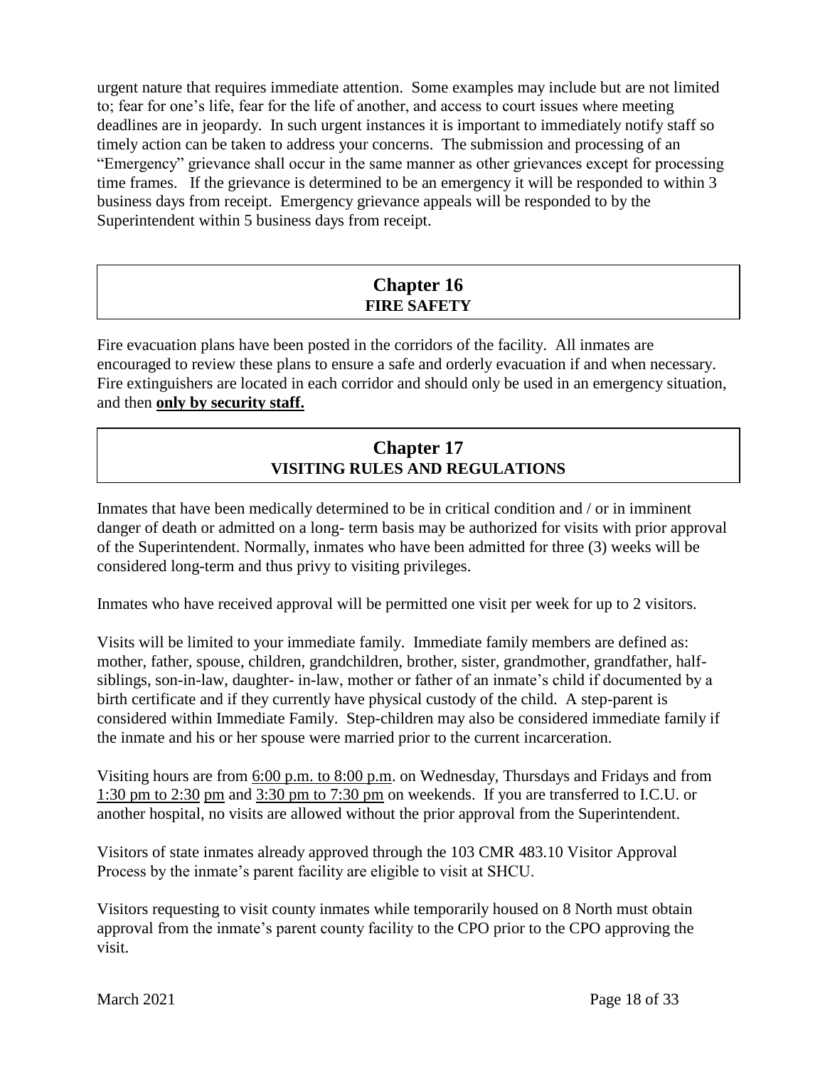urgent nature that requires immediate attention. Some examples may include but are not limited to; fear for one's life, fear for the life of another, and access to court issues where meeting deadlines are in jeopardy. In such urgent instances it is important to immediately notify staff so timely action can be taken to address your concerns. The submission and processing of an "Emergency" grievance shall occur in the same manner as other grievances except for processing time frames. If the grievance is determined to be an emergency it will be responded to within 3 business days from receipt. Emergency grievance appeals will be responded to by the Superintendent within 5 business days from receipt.

## Chapter 16
### FIRE SAFETY

Fire evacuation plans have been posted in the corridors of the facility. All inmates are encouraged to review these plans to ensure a safe and orderly evacuation if and when necessary. Fire extinguishers are located in each corridor and should only be used in an emergency situation, and then <u>**only by security staff.**</u>

## Chapter 17
### VISITING RULES AND REGULATIONS

Inmates that have been medically determined to be in critical condition and / or in imminent danger of death or admitted on a long- term basis may be authorized for visits with prior approval of the Superintendent. Normally, inmates who have been admitted for three (3) weeks will be considered long-term and thus privy to visiting privileges.

Inmates who have received approval will be permitted one visit per week for up to 2 visitors.

Visits will be limited to your immediate family. Immediate family members are defined as: mother, father, spouse, children, grandchildren, brother, sister, grandmother, grandfather, half-siblings, son-in-law, daughter- in-law, mother or father of an inmate's child if documented by a birth certificate and if they currently have physical custody of the child. A step-parent is considered within Immediate Family. Step-children may also be considered immediate family if the inmate and his or her spouse were married prior to the current incarceration.

Visiting hours are from <u>6:00 p.m. to 8:00 p.m</u>. on Wednesday, Thursdays and Fridays and from <u>1:30 pm to 2:30 pm</u> and <u>3:30 pm to 7:30 pm</u> on weekends. If you are transferred to I.C.U. or another hospital, no visits are allowed without the prior approval from the Superintendent.

Visitors of state inmates already approved through the 103 CMR 483.10 Visitor Approval Process by the inmate's parent facility are eligible to visit at SHCU.

Visitors requesting to visit county inmates while temporarily housed on 8 North must obtain approval from the inmate's parent county facility to the CPO prior to the CPO approving the visit.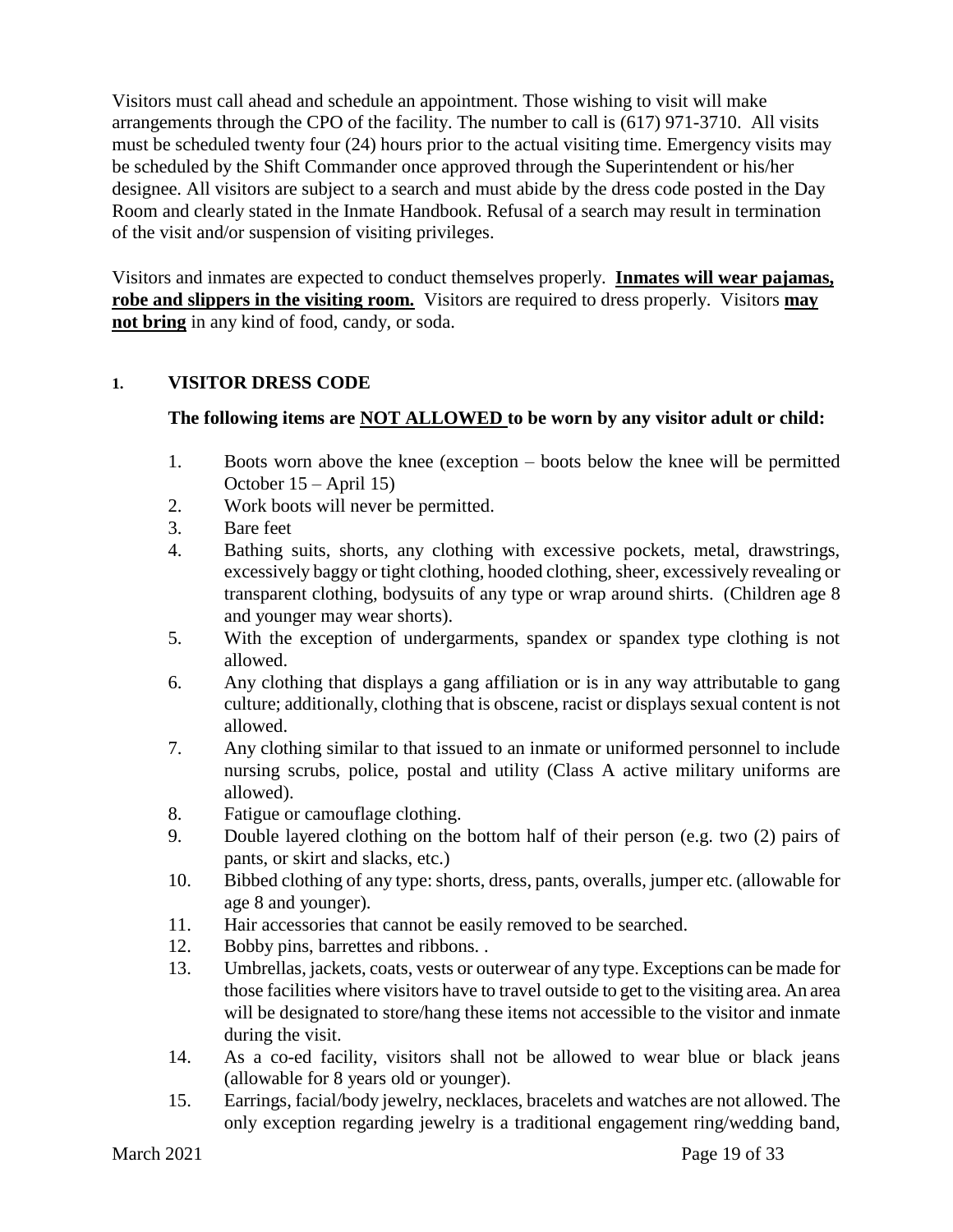Visitors must call ahead and schedule an appointment. Those wishing to visit will make arrangements through the CPO of the facility. The number to call is (617) 971-3710. All visits must be scheduled twenty four (24) hours prior to the actual visiting time. Emergency visits may be scheduled by the Shift Commander once approved through the Superintendent or his/her designee. All visitors are subject to a search and must abide by the dress code posted in the Day Room and clearly stated in the Inmate Handbook. Refusal of a search may result in termination of the visit and/or suspension of visiting privileges.

Visitors and inmates are expected to conduct themselves properly. **Inmates will wear pajamas, robe and slippers in the visiting room.** Visitors are required to dress properly. Visitors **may not bring** in any kind of food, candy, or soda.

### 1. VISITOR DRESS CODE

**The following items are NOT ALLOWED to be worn by any visitor adult or child:**

1. Boots worn above the knee (exception – boots below the knee will be permitted October 15 – April 15)
2. Work boots will never be permitted.
3. Bare feet
4. Bathing suits, shorts, any clothing with excessive pockets, metal, drawstrings, excessively baggy or tight clothing, hooded clothing, sheer, excessively revealing or transparent clothing, bodysuits of any type or wrap around shirts. (Children age 8 and younger may wear shorts).
5. With the exception of undergarments, spandex or spandex type clothing is not allowed.
6. Any clothing that displays a gang affiliation or is in any way attributable to gang culture; additionally, clothing that is obscene, racist or displays sexual content is not allowed.
7. Any clothing similar to that issued to an inmate or uniformed personnel to include nursing scrubs, police, postal and utility (Class A active military uniforms are allowed).
8. Fatigue or camouflage clothing.
9. Double layered clothing on the bottom half of their person (e.g. two (2) pairs of pants, or skirt and slacks, etc.)
10. Bibbed clothing of any type: shorts, dress, pants, overalls, jumper etc. (allowable for age 8 and younger).
11. Hair accessories that cannot be easily removed to be searched.
12. Bobby pins, barrettes and ribbons. .
13. Umbrellas, jackets, coats, vests or outerwear of any type. Exceptions can be made for those facilities where visitors have to travel outside to get to the visiting area. An area will be designated to store/hang these items not accessible to the visitor and inmate during the visit.
14. As a co-ed facility, visitors shall not be allowed to wear blue or black jeans (allowable for 8 years old or younger).
15. Earrings, facial/body jewelry, necklaces, bracelets and watches are not allowed. The only exception regarding jewelry is a traditional engagement ring/wedding band,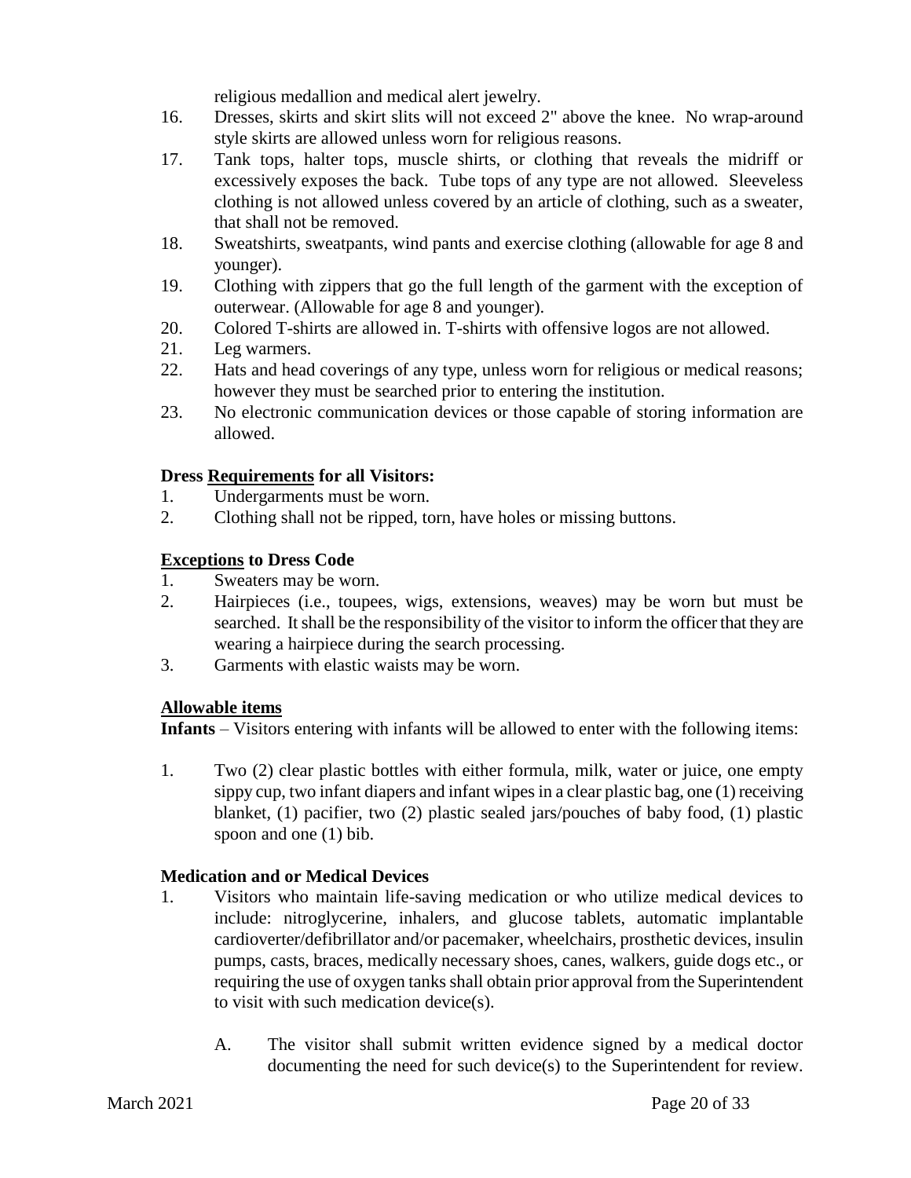religious medallion and medical alert jewelry.

16. Dresses, skirts and skirt slits will not exceed 2" above the knee. No wrap-around style skirts are allowed unless worn for religious reasons.
17. Tank tops, halter tops, muscle shirts, or clothing that reveals the midriff or excessively exposes the back. Tube tops of any type are not allowed. Sleeveless clothing is not allowed unless covered by an article of clothing, such as a sweater, that shall not be removed.
18. Sweatshirts, sweatpants, wind pants and exercise clothing (allowable for age 8 and younger).
19. Clothing with zippers that go the full length of the garment with the exception of outerwear. (Allowable for age 8 and younger).
20. Colored T-shirts are allowed in. T-shirts with offensive logos are not allowed.
21. Leg warmers.
22. Hats and head coverings of any type, unless worn for religious or medical reasons; however they must be searched prior to entering the institution.
23. No electronic communication devices or those capable of storing information are allowed.

**Dress Requirements for all Visitors:**

1. Undergarments must be worn.
2. Clothing shall not be ripped, torn, have holes or missing buttons.

**Exceptions to Dress Code**

1. Sweaters may be worn.
2. Hairpieces (i.e., toupees, wigs, extensions, weaves) may be worn but must be searched. It shall be the responsibility of the visitor to inform the officer that they are wearing a hairpiece during the search processing.
3. Garments with elastic waists may be worn.

**Allowable items**

**Infants** – Visitors entering with infants will be allowed to enter with the following items:

1. Two (2) clear plastic bottles with either formula, milk, water or juice, one empty sippy cup, two infant diapers and infant wipes in a clear plastic bag, one (1) receiving blanket, (1) pacifier, two (2) plastic sealed jars/pouches of baby food, (1) plastic spoon and one (1) bib.

**Medication and or Medical Devices**

1. Visitors who maintain life-saving medication or who utilize medical devices to include: nitroglycerine, inhalers, and glucose tablets, automatic implantable cardioverter/defibrillator and/or pacemaker, wheelchairs, prosthetic devices, insulin pumps, casts, braces, medically necessary shoes, canes, walkers, guide dogs etc., or requiring the use of oxygen tanks shall obtain prior approval from the Superintendent to visit with such medication device(s).

   A. The visitor shall submit written evidence signed by a medical doctor documenting the need for such device(s) to the Superintendent for review.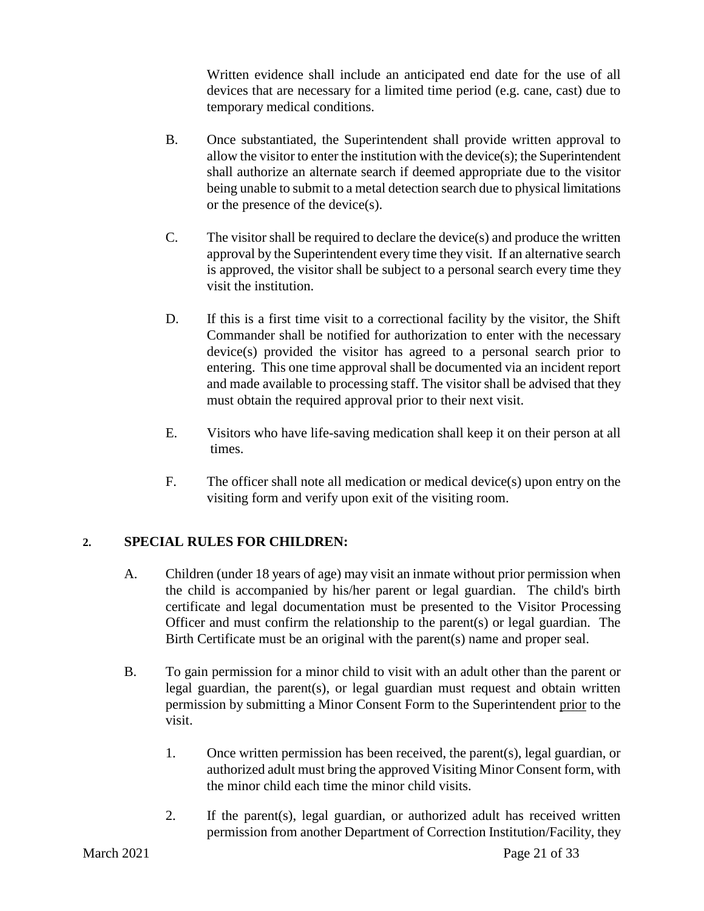Written evidence shall include an anticipated end date for the use of all devices that are necessary for a limited time period (e.g. cane, cast) due to temporary medical conditions.

B. Once substantiated, the Superintendent shall provide written approval to allow the visitor to enter the institution with the device(s); the Superintendent shall authorize an alternate search if deemed appropriate due to the visitor being unable to submit to a metal detection search due to physical limitations or the presence of the device(s).

C. The visitor shall be required to declare the device(s) and produce the written approval by the Superintendent every time they visit. If an alternative search is approved, the visitor shall be subject to a personal search every time they visit the institution.

D. If this is a first time visit to a correctional facility by the visitor, the Shift Commander shall be notified for authorization to enter with the necessary device(s) provided the visitor has agreed to a personal search prior to entering. This one time approval shall be documented via an incident report and made available to processing staff. The visitor shall be advised that they must obtain the required approval prior to their next visit.

E. Visitors who have life-saving medication shall keep it on their person at all times.

F. The officer shall note all medication or medical device(s) upon entry on the visiting form and verify upon exit of the visiting room.

## 2. SPECIAL RULES FOR CHILDREN:

A. Children (under 18 years of age) may visit an inmate without prior permission when the child is accompanied by his/her parent or legal guardian. The child's birth certificate and legal documentation must be presented to the Visitor Processing Officer and must confirm the relationship to the parent(s) or legal guardian. The Birth Certificate must be an original with the parent(s) name and proper seal.

B. To gain permission for a minor child to visit with an adult other than the parent or legal guardian, the parent(s), or legal guardian must request and obtain written permission by submitting a Minor Consent Form to the Superintendent <u>prior</u> to the visit.

1. Once written permission has been received, the parent(s), legal guardian, or authorized adult must bring the approved Visiting Minor Consent form, with the minor child each time the minor child visits.

2. If the parent(s), legal guardian, or authorized adult has received written permission from another Department of Correction Institution/Facility, they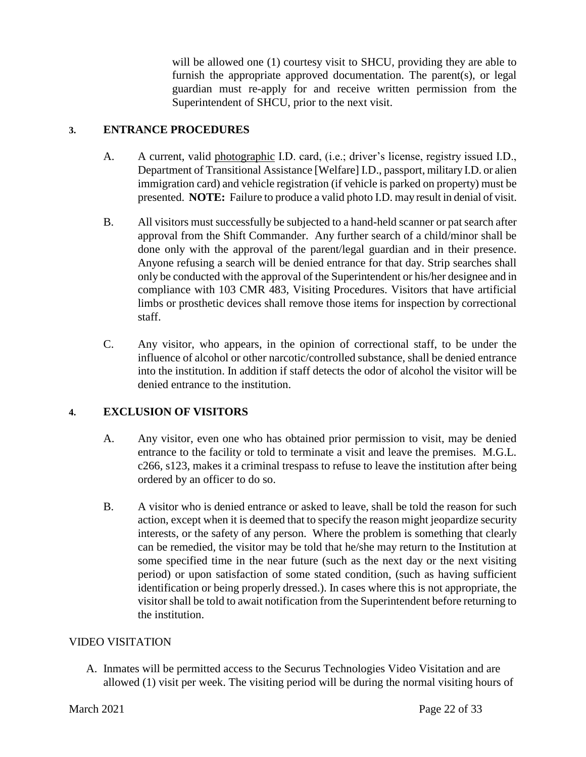will be allowed one (1) courtesy visit to SHCU, providing they are able to furnish the appropriate approved documentation. The parent(s), or legal guardian must re-apply for and receive written permission from the Superintendent of SHCU, prior to the next visit.

**3. ENTRANCE PROCEDURES**

A. A current, valid photographic I.D. card, (i.e.; driver's license, registry issued I.D., Department of Transitional Assistance [Welfare] I.D., passport, military I.D. or alien immigration card) and vehicle registration (if vehicle is parked on property) must be presented. **NOTE:** Failure to produce a valid photo I.D. may result in denial of visit.

B. All visitors must successfully be subjected to a hand-held scanner or pat search after approval from the Shift Commander. Any further search of a child/minor shall be done only with the approval of the parent/legal guardian and in their presence. Anyone refusing a search will be denied entrance for that day. Strip searches shall only be conducted with the approval of the Superintendent or his/her designee and in compliance with 103 CMR 483, Visiting Procedures. Visitors that have artificial limbs or prosthetic devices shall remove those items for inspection by correctional staff.

C. Any visitor, who appears, in the opinion of correctional staff, to be under the influence of alcohol or other narcotic/controlled substance, shall be denied entrance into the institution. In addition if staff detects the odor of alcohol the visitor will be denied entrance to the institution.

**4. EXCLUSION OF VISITORS**

A. Any visitor, even one who has obtained prior permission to visit, may be denied entrance to the facility or told to terminate a visit and leave the premises. M.G.L. c266, s123, makes it a criminal trespass to refuse to leave the institution after being ordered by an officer to do so.

B. A visitor who is denied entrance or asked to leave, shall be told the reason for such action, except when it is deemed that to specify the reason might jeopardize security interests, or the safety of any person. Where the problem is something that clearly can be remedied, the visitor may be told that he/she may return to the Institution at some specified time in the near future (such as the next day or the next visiting period) or upon satisfaction of some stated condition, (such as having sufficient identification or being properly dressed.). In cases where this is not appropriate, the visitor shall be told to await notification from the Superintendent before returning to the institution.

VIDEO VISITATION

A. Inmates will be permitted access to the Securus Technologies Video Visitation and are allowed (1) visit per week. The visiting period will be during the normal visiting hours of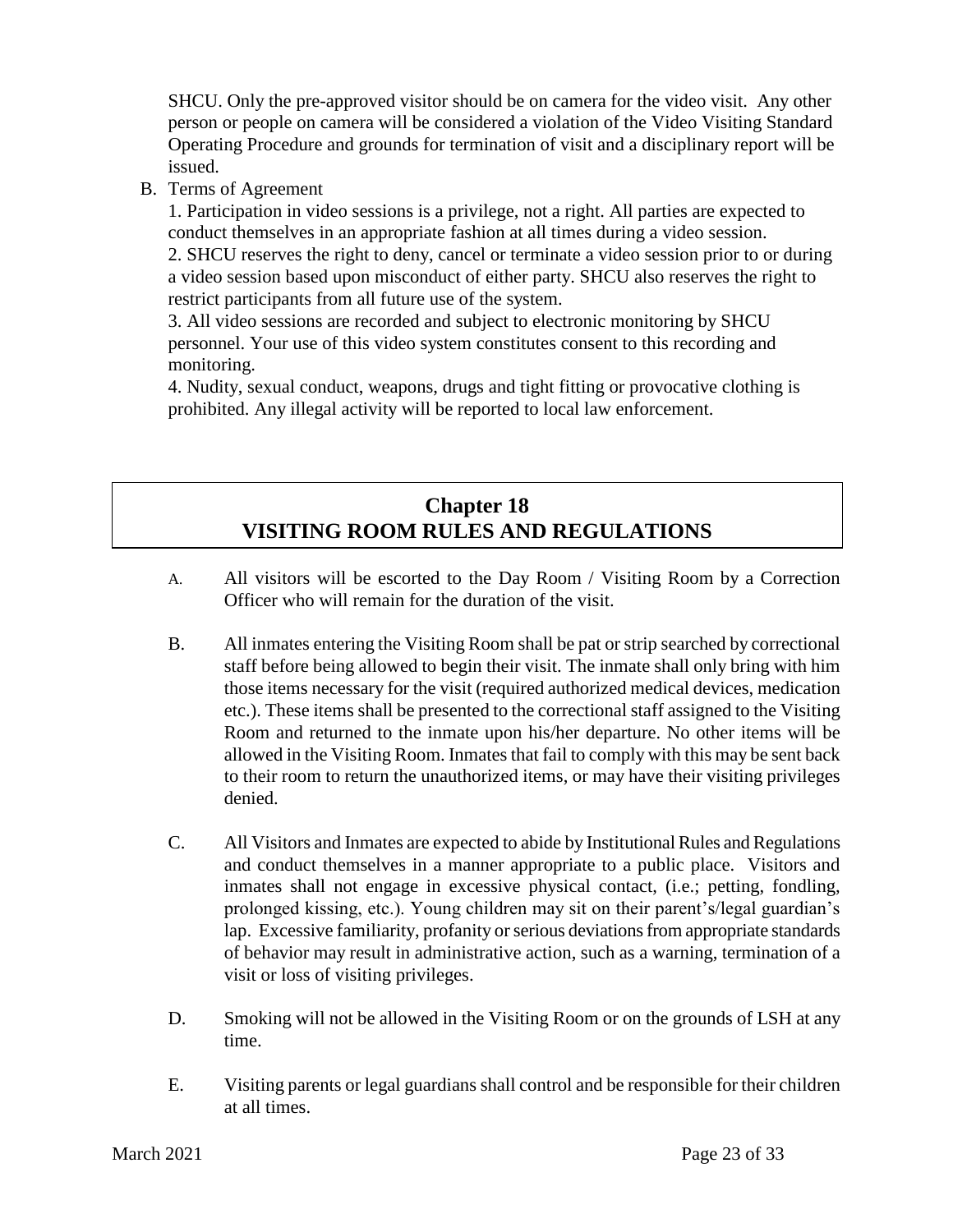SHCU. Only the pre-approved visitor should be on camera for the video visit. Any other person or people on camera will be considered a violation of the Video Visiting Standard Operating Procedure and grounds for termination of visit and a disciplinary report will be issued.

B. Terms of Agreement

1. Participation in video sessions is a privilege, not a right. All parties are expected to conduct themselves in an appropriate fashion at all times during a video session.
2. SHCU reserves the right to deny, cancel or terminate a video session prior to or during a video session based upon misconduct of either party. SHCU also reserves the right to restrict participants from all future use of the system.
3. All video sessions are recorded and subject to electronic monitoring by SHCU personnel. Your use of this video system constitutes consent to this recording and monitoring.
4. Nudity, sexual conduct, weapons, drugs and tight fitting or provocative clothing is prohibited. Any illegal activity will be reported to local law enforcement.

## Chapter 18
## VISITING ROOM RULES AND REGULATIONS

A. All visitors will be escorted to the Day Room / Visiting Room by a Correction Officer who will remain for the duration of the visit.

B. All inmates entering the Visiting Room shall be pat or strip searched by correctional staff before being allowed to begin their visit. The inmate shall only bring with him those items necessary for the visit (required authorized medical devices, medication etc.). These items shall be presented to the correctional staff assigned to the Visiting Room and returned to the inmate upon his/her departure. No other items will be allowed in the Visiting Room. Inmates that fail to comply with this may be sent back to their room to return the unauthorized items, or may have their visiting privileges denied.

C. All Visitors and Inmates are expected to abide by Institutional Rules and Regulations and conduct themselves in a manner appropriate to a public place. Visitors and inmates shall not engage in excessive physical contact, (i.e.; petting, fondling, prolonged kissing, etc.). Young children may sit on their parent's/legal guardian's lap. Excessive familiarity, profanity or serious deviations from appropriate standards of behavior may result in administrative action, such as a warning, termination of a visit or loss of visiting privileges.

D. Smoking will not be allowed in the Visiting Room or on the grounds of LSH at any time.

E. Visiting parents or legal guardians shall control and be responsible for their children at all times.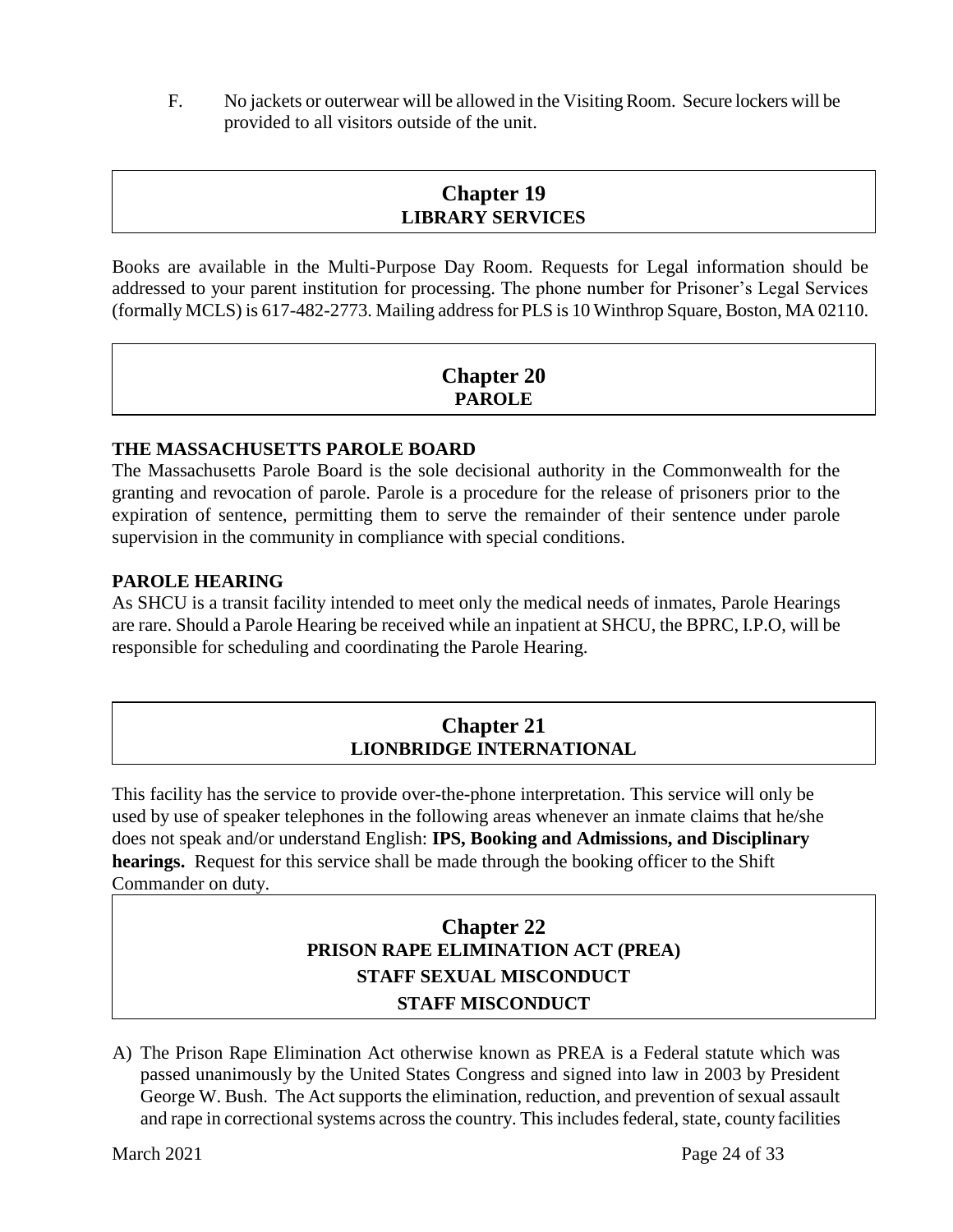F. No jackets or outerwear will be allowed in the Visiting Room. Secure lockers will be provided to all visitors outside of the unit.

## Chapter 19
## LIBRARY SERVICES

Books are available in the Multi-Purpose Day Room. Requests for Legal information should be addressed to your parent institution for processing. The phone number for Prisoner's Legal Services (formally MCLS) is 617-482-2773. Mailing address for PLS is 10 Winthrop Square, Boston, MA 02110.

## Chapter 20
## PAROLE

**THE MASSACHUSETTS PAROLE BOARD**

The Massachusetts Parole Board is the sole decisional authority in the Commonwealth for the granting and revocation of parole. Parole is a procedure for the release of prisoners prior to the expiration of sentence, permitting them to serve the remainder of their sentence under parole supervision in the community in compliance with special conditions.

**PAROLE HEARING**

As SHCU is a transit facility intended to meet only the medical needs of inmates, Parole Hearings are rare. Should a Parole Hearing be received while an inpatient at SHCU, the BPRC, I.P.O, will be responsible for scheduling and coordinating the Parole Hearing.

## Chapter 21
## LIONBRIDGE INTERNATIONAL

This facility has the service to provide over-the-phone interpretation. This service will only be used by use of speaker telephones in the following areas whenever an inmate claims that he/she does not speak and/or understand English: **IPS, Booking and Admissions, and Disciplinary hearings.** Request for this service shall be made through the booking officer to the Shift Commander on duty.

## Chapter 22
## PRISON RAPE ELIMINATION ACT (PREA)
## STAFF SEXUAL MISCONDUCT
## STAFF MISCONDUCT

A) The Prison Rape Elimination Act otherwise known as PREA is a Federal statute which was passed unanimously by the United States Congress and signed into law in 2003 by President George W. Bush. The Act supports the elimination, reduction, and prevention of sexual assault and rape in correctional systems across the country. This includes federal, state, county facilities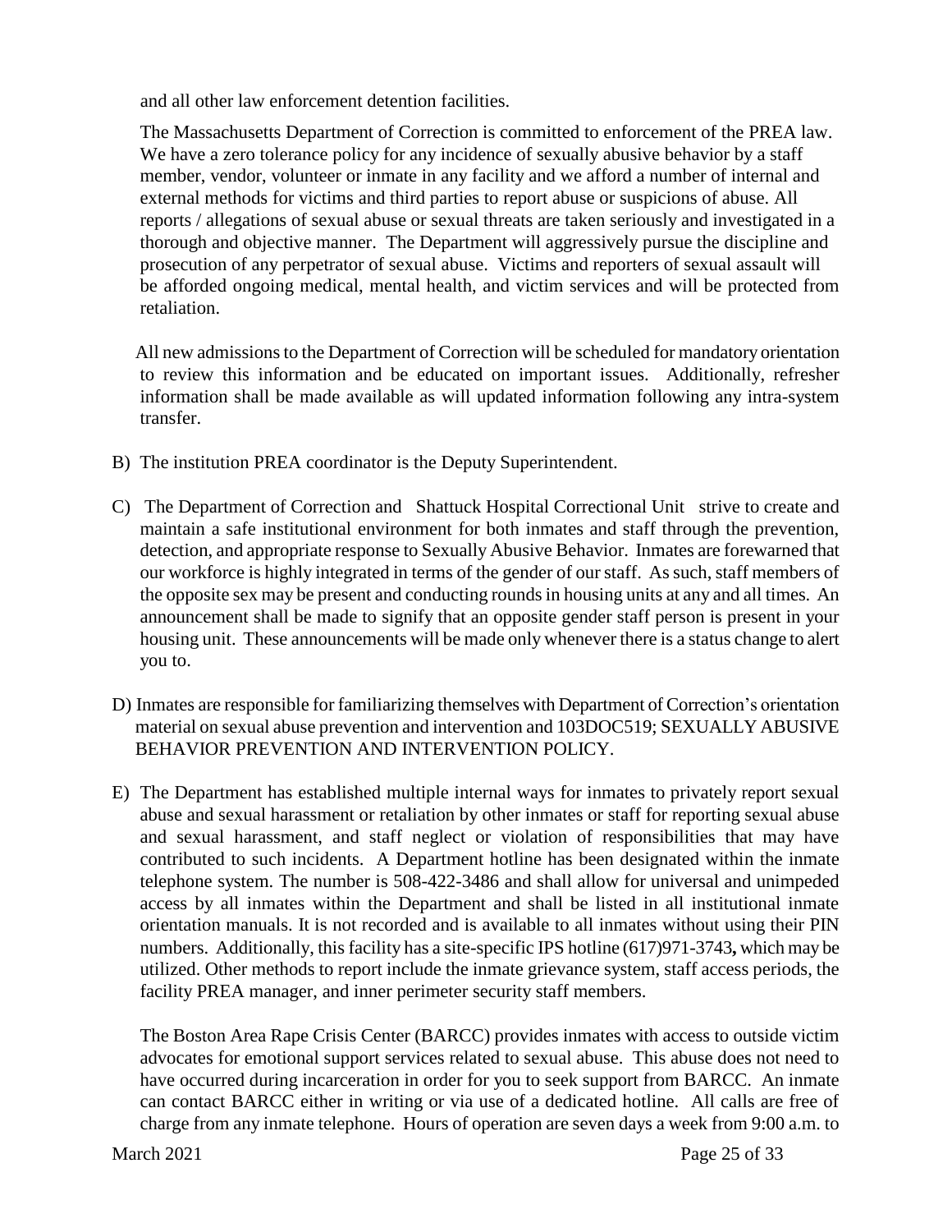and all other law enforcement detention facilities.

The Massachusetts Department of Correction is committed to enforcement of the PREA law. We have a zero tolerance policy for any incidence of sexually abusive behavior by a staff member, vendor, volunteer or inmate in any facility and we afford a number of internal and external methods for victims and third parties to report abuse or suspicions of abuse. All reports / allegations of sexual abuse or sexual threats are taken seriously and investigated in a thorough and objective manner. The Department will aggressively pursue the discipline and prosecution of any perpetrator of sexual abuse. Victims and reporters of sexual assault will be afforded ongoing medical, mental health, and victim services and will be protected from retaliation.

All new admissions to the Department of Correction will be scheduled for mandatory orientation to review this information and be educated on important issues. Additionally, refresher information shall be made available as will updated information following any intra-system transfer.

B) The institution PREA coordinator is the Deputy Superintendent.

C) The Department of Correction and Shattuck Hospital Correctional Unit strive to create and maintain a safe institutional environment for both inmates and staff through the prevention, detection, and appropriate response to Sexually Abusive Behavior. Inmates are forewarned that our workforce is highly integrated in terms of the gender of our staff. As such, staff members of the opposite sex may be present and conducting rounds in housing units at any and all times. An announcement shall be made to signify that an opposite gender staff person is present in your housing unit. These announcements will be made only whenever there is a status change to alert you to.

D) Inmates are responsible for familiarizing themselves with Department of Correction's orientation material on sexual abuse prevention and intervention and 103DOC519; SEXUALLY ABUSIVE BEHAVIOR PREVENTION AND INTERVENTION POLICY.

E) The Department has established multiple internal ways for inmates to privately report sexual abuse and sexual harassment or retaliation by other inmates or staff for reporting sexual abuse and sexual harassment, and staff neglect or violation of responsibilities that may have contributed to such incidents. A Department hotline has been designated within the inmate telephone system. The number is 508-422-3486 and shall allow for universal and unimpeded access by all inmates within the Department and shall be listed in all institutional inmate orientation manuals. It is not recorded and is available to all inmates without using their PIN numbers. Additionally, this facility has a site-specific IPS hotline (617)971-3743**,** which may be utilized. Other methods to report include the inmate grievance system, staff access periods, the facility PREA manager, and inner perimeter security staff members.

The Boston Area Rape Crisis Center (BARCC) provides inmates with access to outside victim advocates for emotional support services related to sexual abuse. This abuse does not need to have occurred during incarceration in order for you to seek support from BARCC. An inmate can contact BARCC either in writing or via use of a dedicated hotline. All calls are free of charge from any inmate telephone. Hours of operation are seven days a week from 9:00 a.m. to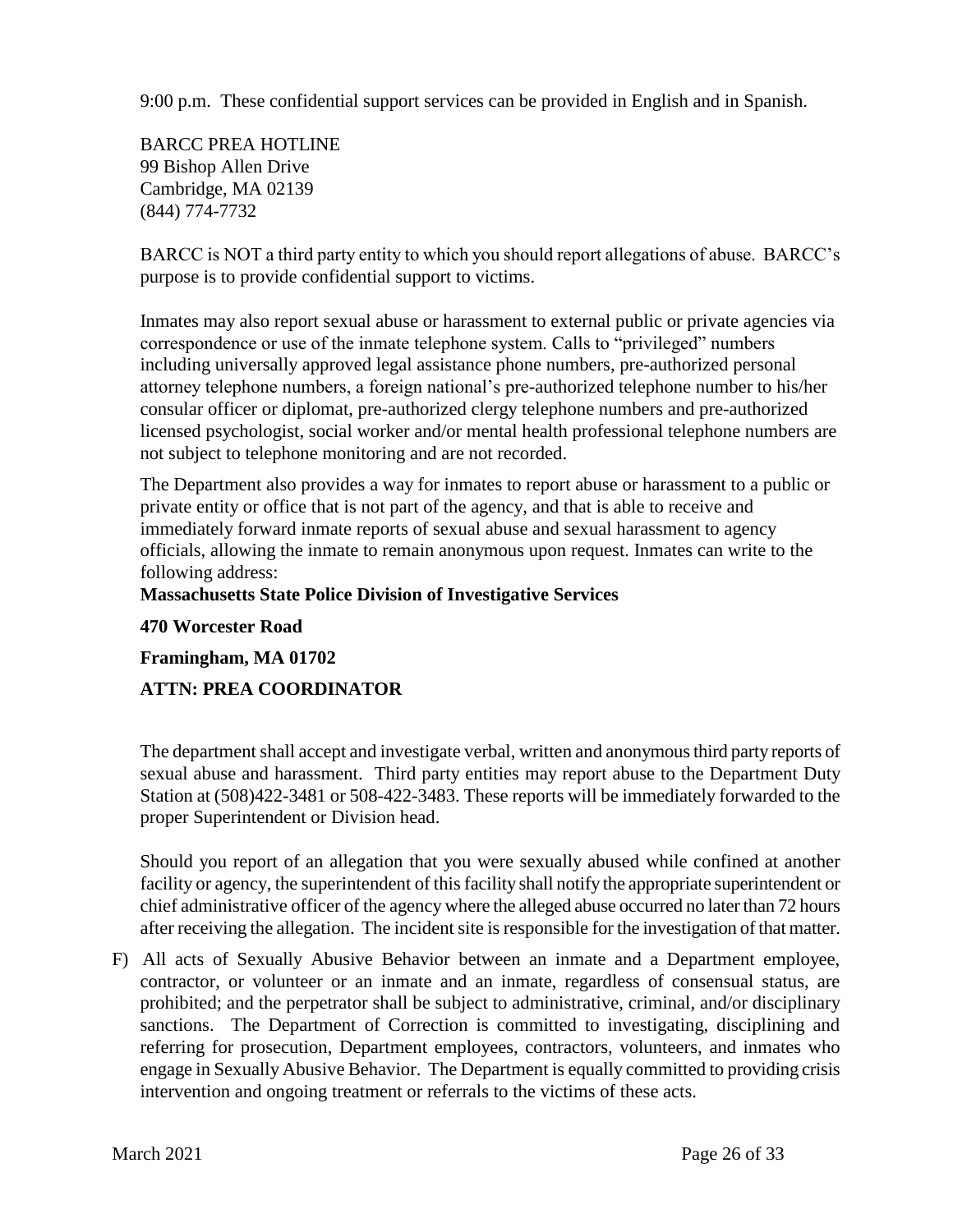9:00 p.m. These confidential support services can be provided in English and in Spanish.

BARCC PREA HOTLINE
99 Bishop Allen Drive
Cambridge, MA 02139
(844) 774-7732

BARCC is NOT a third party entity to which you should report allegations of abuse. BARCC's purpose is to provide confidential support to victims.

Inmates may also report sexual abuse or harassment to external public or private agencies via correspondence or use of the inmate telephone system. Calls to "privileged" numbers including universally approved legal assistance phone numbers, pre-authorized personal attorney telephone numbers, a foreign national's pre-authorized telephone number to his/her consular officer or diplomat, pre-authorized clergy telephone numbers and pre-authorized licensed psychologist, social worker and/or mental health professional telephone numbers are not subject to telephone monitoring and are not recorded.

The Department also provides a way for inmates to report abuse or harassment to a public or private entity or office that is not part of the agency, and that is able to receive and immediately forward inmate reports of sexual abuse and sexual harassment to agency officials, allowing the inmate to remain anonymous upon request. Inmates can write to the following address:

**Massachusetts State Police Division of Investigative Services**

**470 Worcester Road**

**Framingham, MA 01702**

**ATTN: PREA COORDINATOR**

The department shall accept and investigate verbal, written and anonymous third party reports of sexual abuse and harassment. Third party entities may report abuse to the Department Duty Station at (508)422-3481 or 508-422-3483. These reports will be immediately forwarded to the proper Superintendent or Division head.

Should you report of an allegation that you were sexually abused while confined at another facility or agency, the superintendent of this facility shall notify the appropriate superintendent or chief administrative officer of the agency where the alleged abuse occurred no later than 72 hours after receiving the allegation. The incident site is responsible for the investigation of that matter.

F) All acts of Sexually Abusive Behavior between an inmate and a Department employee, contractor, or volunteer or an inmate and an inmate, regardless of consensual status, are prohibited; and the perpetrator shall be subject to administrative, criminal, and/or disciplinary sanctions. The Department of Correction is committed to investigating, disciplining and referring for prosecution, Department employees, contractors, volunteers, and inmates who engage in Sexually Abusive Behavior. The Department is equally committed to providing crisis intervention and ongoing treatment or referrals to the victims of these acts.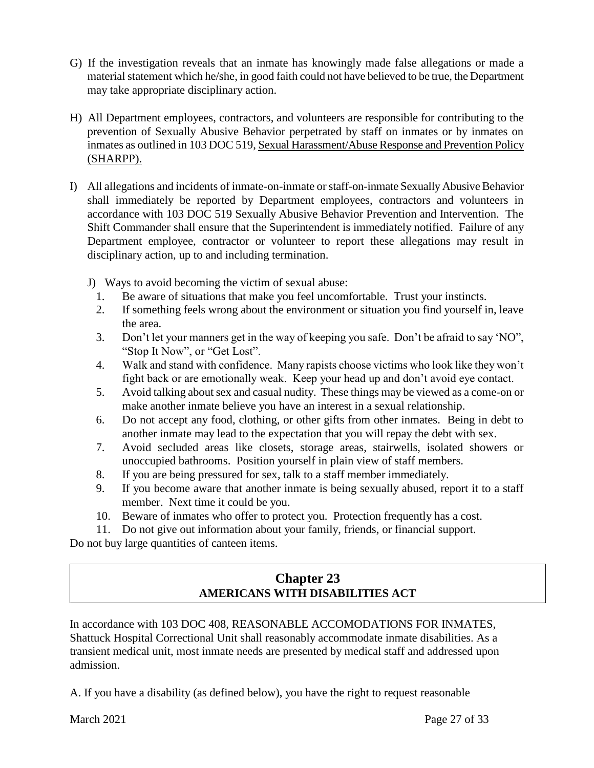G) If the investigation reveals that an inmate has knowingly made false allegations or made a material statement which he/she, in good faith could not have believed to be true, the Department may take appropriate disciplinary action.

H) All Department employees, contractors, and volunteers are responsible for contributing to the prevention of Sexually Abusive Behavior perpetrated by staff on inmates or by inmates on inmates as outlined in 103 DOC 519, Sexual Harassment/Abuse Response and Prevention Policy (SHARPP).

I) All allegations and incidents of inmate-on-inmate or staff-on-inmate Sexually Abusive Behavior shall immediately be reported by Department employees, contractors and volunteers in accordance with 103 DOC 519 Sexually Abusive Behavior Prevention and Intervention. The Shift Commander shall ensure that the Superintendent is immediately notified. Failure of any Department employee, contractor or volunteer to report these allegations may result in disciplinary action, up to and including termination.

J) Ways to avoid becoming the victim of sexual abuse:

1. Be aware of situations that make you feel uncomfortable. Trust your instincts.
2. If something feels wrong about the environment or situation you find yourself in, leave the area.
3. Don't let your manners get in the way of keeping you safe. Don't be afraid to say 'NO", "Stop It Now", or "Get Lost".
4. Walk and stand with confidence. Many rapists choose victims who look like they won't fight back or are emotionally weak. Keep your head up and don't avoid eye contact.
5. Avoid talking about sex and casual nudity. These things may be viewed as a come-on or make another inmate believe you have an interest in a sexual relationship.
6. Do not accept any food, clothing, or other gifts from other inmates. Being in debt to another inmate may lead to the expectation that you will repay the debt with sex.
7. Avoid secluded areas like closets, storage areas, stairwells, isolated showers or unoccupied bathrooms. Position yourself in plain view of staff members.
8. If you are being pressured for sex, talk to a staff member immediately.
9. If you become aware that another inmate is being sexually abused, report it to a staff member. Next time it could be you.
10. Beware of inmates who offer to protect you. Protection frequently has a cost.
11. Do not give out information about your family, friends, or financial support.

Do not buy large quantities of canteen items.

## Chapter 23
## AMERICANS WITH DISABILITIES ACT

In accordance with 103 DOC 408, REASONABLE ACCOMODATIONS FOR INMATES, Shattuck Hospital Correctional Unit shall reasonably accommodate inmate disabilities. As a transient medical unit, most inmate needs are presented by medical staff and addressed upon admission.

A. If you have a disability (as defined below), you have the right to request reasonable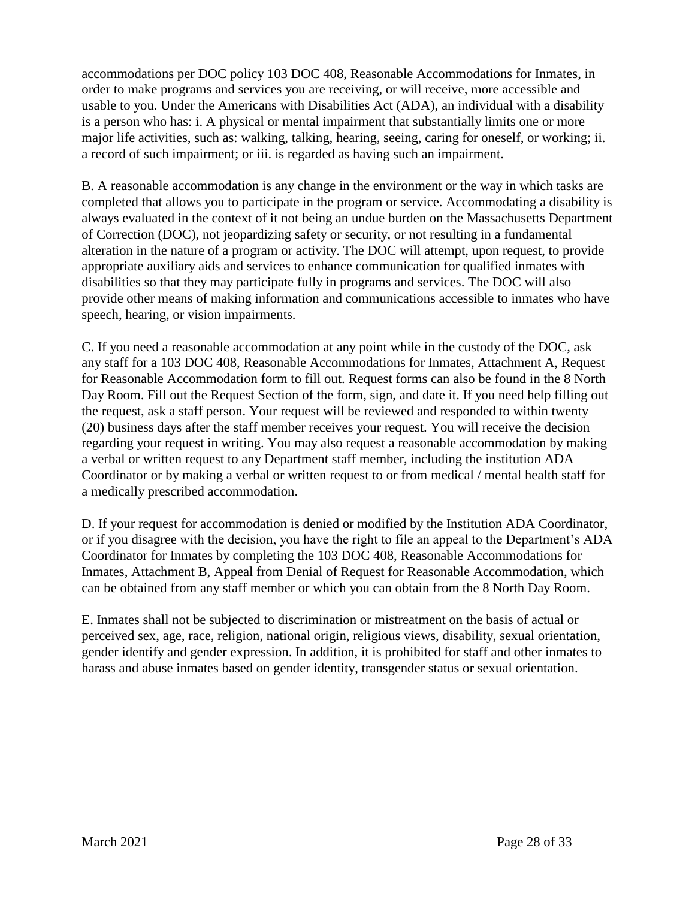accommodations per DOC policy 103 DOC 408, Reasonable Accommodations for Inmates, in order to make programs and services you are receiving, or will receive, more accessible and usable to you. Under the Americans with Disabilities Act (ADA), an individual with a disability is a person who has: i. A physical or mental impairment that substantially limits one or more major life activities, such as: walking, talking, hearing, seeing, caring for oneself, or working; ii. a record of such impairment; or iii. is regarded as having such an impairment.

B. A reasonable accommodation is any change in the environment or the way in which tasks are completed that allows you to participate in the program or service. Accommodating a disability is always evaluated in the context of it not being an undue burden on the Massachusetts Department of Correction (DOC), not jeopardizing safety or security, or not resulting in a fundamental alteration in the nature of a program or activity. The DOC will attempt, upon request, to provide appropriate auxiliary aids and services to enhance communication for qualified inmates with disabilities so that they may participate fully in programs and services. The DOC will also provide other means of making information and communications accessible to inmates who have speech, hearing, or vision impairments.

C. If you need a reasonable accommodation at any point while in the custody of the DOC, ask any staff for a 103 DOC 408, Reasonable Accommodations for Inmates, Attachment A, Request for Reasonable Accommodation form to fill out. Request forms can also be found in the 8 North Day Room. Fill out the Request Section of the form, sign, and date it. If you need help filling out the request, ask a staff person. Your request will be reviewed and responded to within twenty (20) business days after the staff member receives your request. You will receive the decision regarding your request in writing. You may also request a reasonable accommodation by making a verbal or written request to any Department staff member, including the institution ADA Coordinator or by making a verbal or written request to or from medical / mental health staff for a medically prescribed accommodation.

D. If your request for accommodation is denied or modified by the Institution ADA Coordinator, or if you disagree with the decision, you have the right to file an appeal to the Department's ADA Coordinator for Inmates by completing the 103 DOC 408, Reasonable Accommodations for Inmates, Attachment B, Appeal from Denial of Request for Reasonable Accommodation, which can be obtained from any staff member or which you can obtain from the 8 North Day Room.

E. Inmates shall not be subjected to discrimination or mistreatment on the basis of actual or perceived sex, age, race, religion, national origin, religious views, disability, sexual orientation, gender identify and gender expression. In addition, it is prohibited for staff and other inmates to harass and abuse inmates based on gender identity, transgender status or sexual orientation.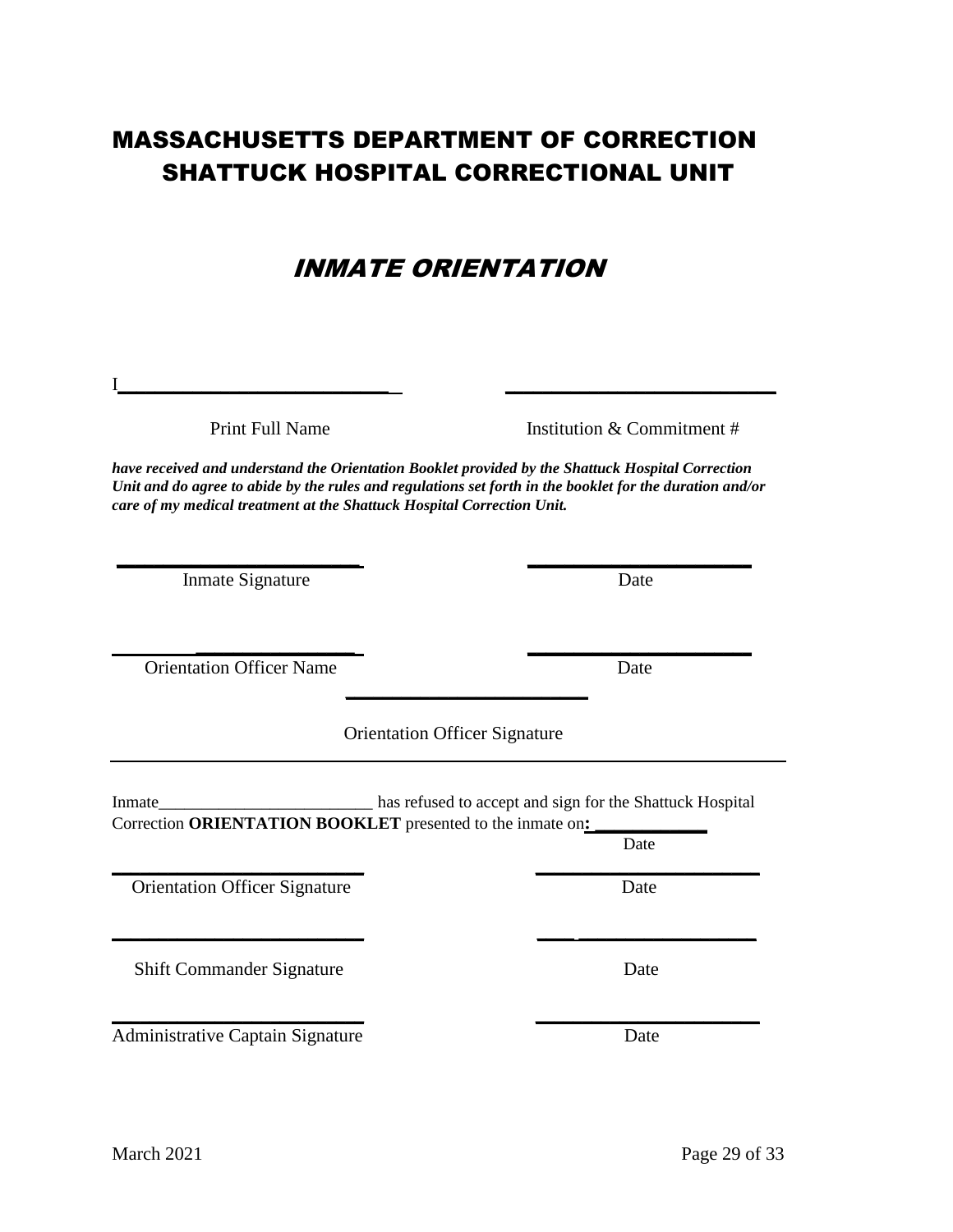# MASSACHUSETTS DEPARTMENT OF CORRECTION
# SHATTUCK HOSPITAL CORRECTIONAL UNIT

## *INMATE ORIENTATION*

I______________________________ ______________________________

Print Full Name                                        Institution & Commitment #

***have received and understand the Orientation Booklet provided by the Shattuck Hospital Correction Unit and do agree to abide by the rules and regulations set forth in the booklet for the duration and/or care of my medical treatment at the Shattuck Hospital Correction Unit.***

______________________________ ______________________________

Inmate Signature                                        Date

______________________________ ______________________________

Orientation Officer Name                                        Date

______________________________

Orientation Officer Signature

---

Inmate__________________________ has refused to accept and sign for the Shattuck Hospital Correction **ORIENTATION BOOKLET** presented to the inmate on**:** ____________

Date

______________________________ ______________________________

Orientation Officer Signature                                        Date

______________________________ ______________________________

Shift Commander Signature                                        Date

______________________________ ______________________________

Administrative Captain Signature                                        Date

March 2021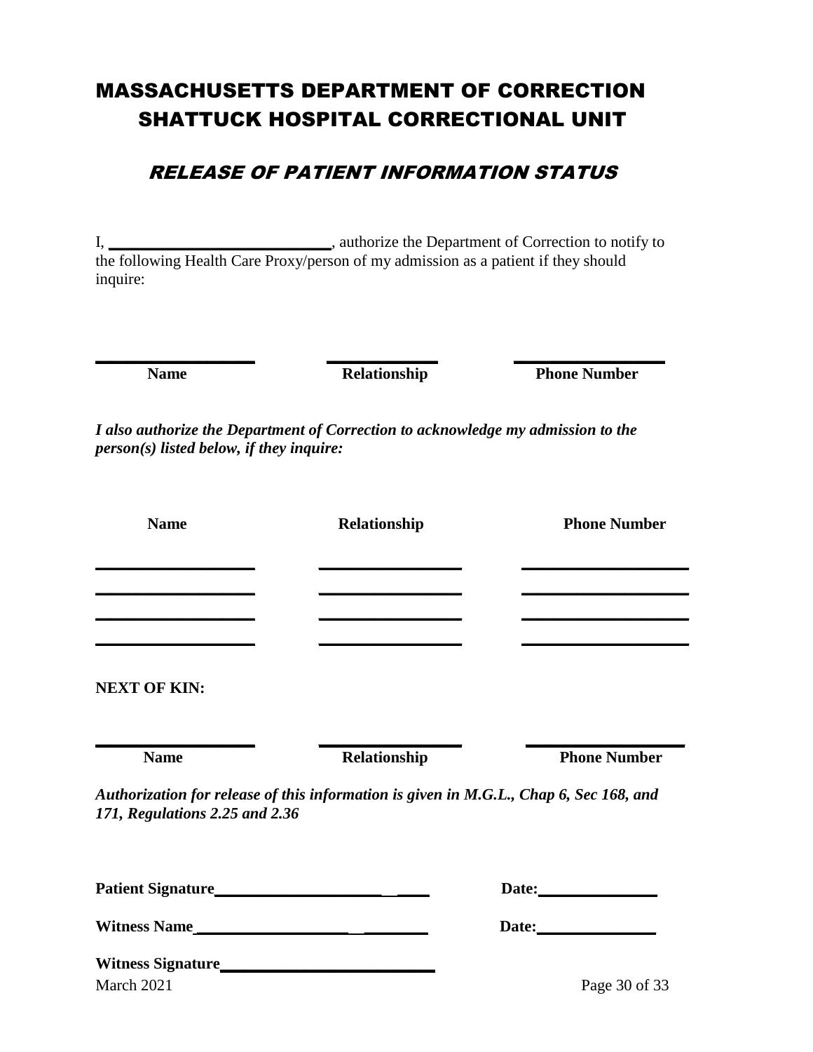# MASSACHUSETTS DEPARTMENT OF CORRECTION
# SHATTUCK HOSPITAL CORRECTIONAL UNIT

## *RELEASE OF PATIENT INFORMATION STATUS*

I, \_\_\_\_\_\_\_\_\_\_\_\_\_\_\_\_\_\_\_\_\_\_\_\_\_\_\_\_, authorize the Department of Correction to notify to the following Health Care Proxy/person of my admission as a patient if they should inquire:

| Name | Relationship | Phone Number |
|---|---|---|
| | | |

***I also authorize the Department of Correction to acknowledge my admission to the person(s) listed below, if they inquire:***

| Name | Relationship | Phone Number |
|---|---|---|
| | | |
| | | |
| | | |
| | | |

**NEXT OF KIN:**

| Name | Relationship | Phone Number |
|---|---|---|
| | | |

***Authorization for release of this information is given in M.G.L., Chap 6, Sec 168, and 171, Regulations 2.25 and 2.36***

**Patient Signature**\_\_\_\_\_\_\_\_\_\_\_\_\_\_\_\_\_\_\_\_\_\_\_\_\_\_ **Date:**\_\_\_\_\_\_\_\_\_\_\_\_\_\_\_

**Witness Name**\_\_\_\_\_\_\_\_\_\_\_\_\_\_\_\_\_\_\_\_\_\_\_\_\_\_\_\_\_\_ **Date:**\_\_\_\_\_\_\_\_\_\_\_\_\_\_\_

**Witness Signature**\_\_\_\_\_\_\_\_\_\_\_\_\_\_\_\_\_\_\_\_\_\_\_\_\_\_\_\_

March 2021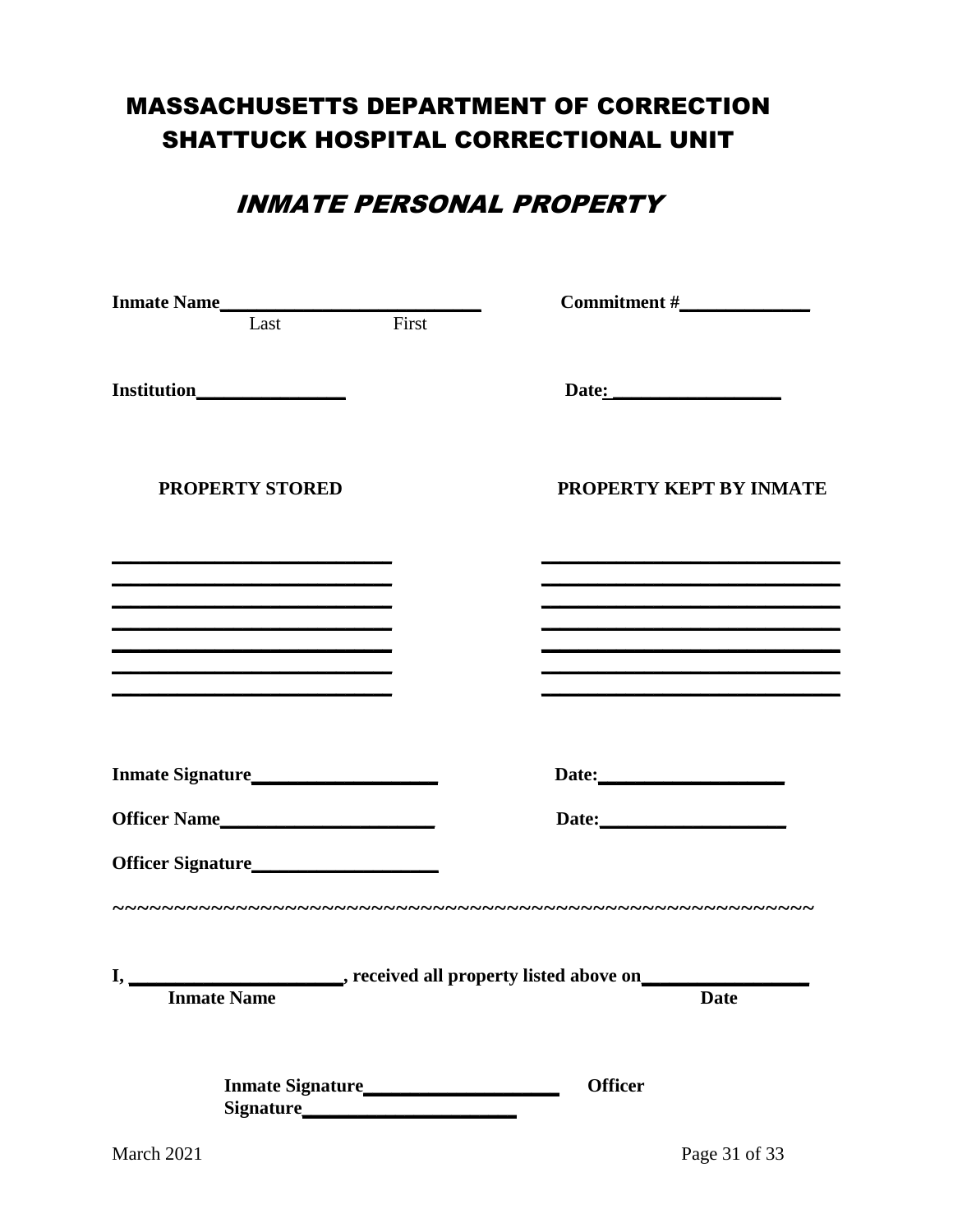# MASSACHUSETTS DEPARTMENT OF CORRECTION
# SHATTUCK HOSPITAL CORRECTIONAL UNIT

## *INMATE PERSONAL PROPERTY*

**Inmate Name**\_\_\_\_\_\_\_\_\_\_\_\_\_\_\_\_\_\_\_\_\_\_\_\_\_\_\_\_ **Commitment #**\_\_\_\_\_\_\_\_\_\_\_\_\_\_
Last First

**Institution**\_\_\_\_\_\_\_\_\_\_\_\_\_\_\_\_ **Date:** \_\_\_\_\_\_\_\_\_\_\_\_\_\_\_\_\_\_

| PROPERTY STORED | PROPERTY KEPT BY INMATE |
| --- | --- |
| | |
| | |
| | |
| | |
| | |
| | |
| | |

**Inmate Signature**\_\_\_\_\_\_\_\_\_\_\_\_\_\_\_\_\_\_\_\_ **Date:**\_\_\_\_\_\_\_\_\_\_\_\_\_\_\_\_\_\_\_\_

**Officer Name**\_\_\_\_\_\_\_\_\_\_\_\_\_\_\_\_\_\_\_\_\_\_\_ **Date:**\_\_\_\_\_\_\_\_\_\_\_\_\_\_\_\_\_\_\_\_

**Officer Signature**\_\_\_\_\_\_\_\_\_\_\_\_\_\_\_\_\_\_\_\_

~~~~~~~~~~~~~~~~~~~~~~~~~~~~~~~~~~~~~~~~~~~~~~~~~~~~~~~~~~

**I,** \_\_\_\_\_\_\_\_\_\_\_\_\_\_\_\_\_\_\_\_\_\_\_**, received all property listed above on**\_\_\_\_\_\_\_\_\_\_\_\_\_\_\_\_\_\_
**Inmate Name** **Date**

**Inmate Signature**\_\_\_\_\_\_\_\_\_\_\_\_\_\_\_\_\_\_\_\_\_\_ **Officer Signature**\_\_\_\_\_\_\_\_\_\_\_\_\_\_\_\_\_\_\_\_\_\_\_

March 2021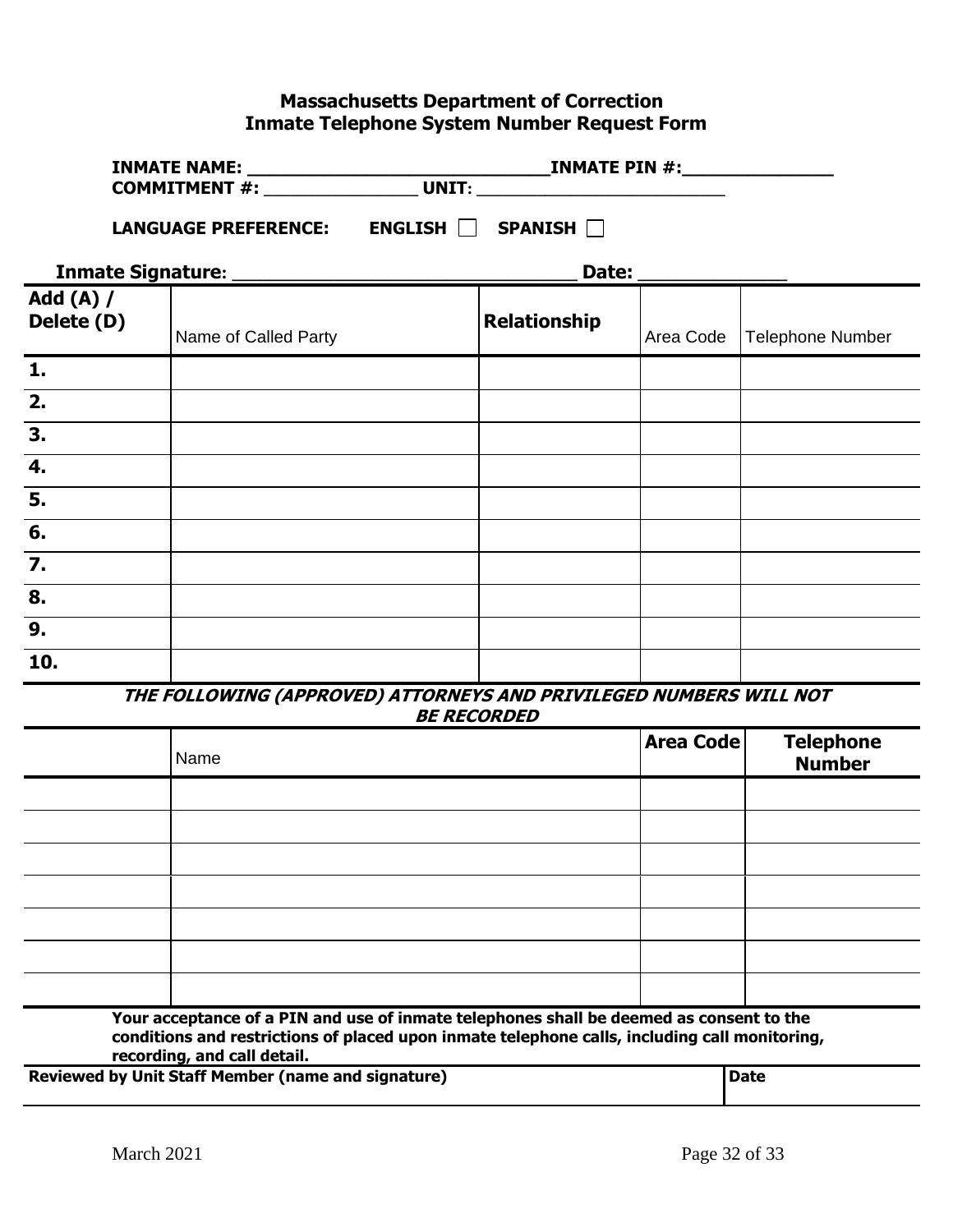**Massachusetts Department of Correction**
**Inmate Telephone System Number Request Form**

**INMATE NAME:** ______________________________ **INMATE PIN #:** ______________
**COMMITMENT #:** _______________ **UNIT:** _________________________

**LANGUAGE PREFERENCE:** **ENGLISH** ☐ **SPANISH** ☐

**Inmate Signature:** _________________________________ **Date:** ______________

| **Add (A) / Delete (D)** | Name of Called Party | **Relationship** | Area Code | Telephone Number |
|---|---|---|---|---|
| **1.** | | | | |
| **2.** | | | | |
| **3.** | | | | |
| **4.** | | | | |
| **5.** | | | | |
| **6.** | | | | |
| **7.** | | | | |
| **8.** | | | | |
| **9.** | | | | |
| **10.** | | | | |

***THE FOLLOWING (APPROVED) ATTORNEYS AND PRIVILEGED NUMBERS WILL NOT BE RECORDED***

| | Name | **Area Code** | **Telephone Number** |
|---|---|---|---|
| | | | |
| | | | |
| | | | |
| | | | |
| | | | |
| | | | |
| | | | |

**Your acceptance of a PIN and use of inmate telephones shall be deemed as consent to the conditions and restrictions of placed upon inmate telephone calls, including call monitoring, recording, and call detail.**

| **Reviewed by Unit Staff Member (name and signature)** | **Date** |
|---|---|
| | |

March 2021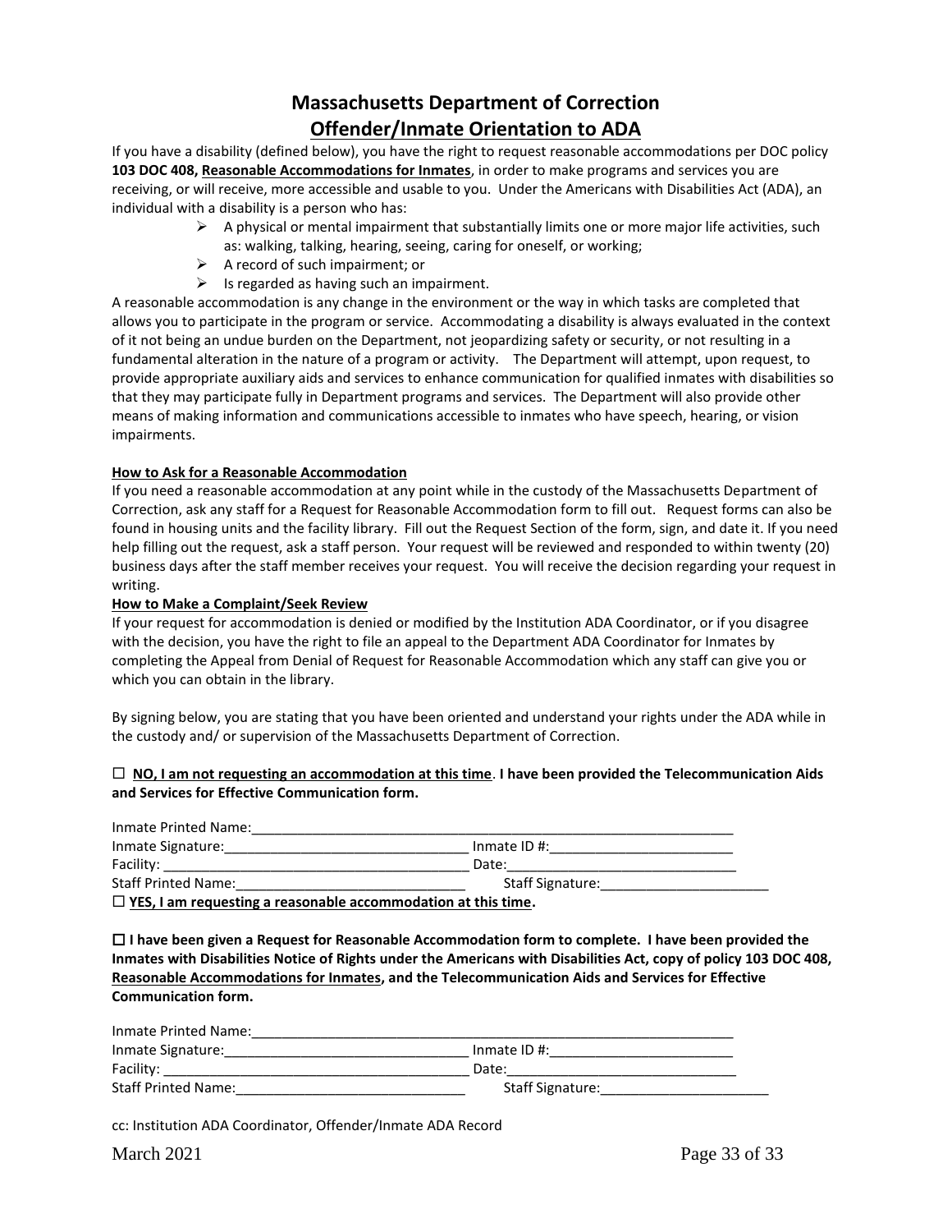# Massachusetts Department of Correction

## Offender/Inmate Orientation to ADA

If you have a disability (defined below), you have the right to request reasonable accommodations per DOC policy **103 DOC 408, Reasonable Accommodations for Inmates**, in order to make programs and services you are receiving, or will receive, more accessible and usable to you. Under the Americans with Disabilities Act (ADA), an individual with a disability is a person who has:

- A physical or mental impairment that substantially limits one or more major life activities, such as: walking, talking, hearing, seeing, caring for oneself, or working;
- A record of such impairment; or
- Is regarded as having such an impairment.

A reasonable accommodation is any change in the environment or the way in which tasks are completed that allows you to participate in the program or service. Accommodating a disability is always evaluated in the context of it not being an undue burden on the Department, not jeopardizing safety or security, or not resulting in a fundamental alteration in the nature of a program or activity. The Department will attempt, upon request, to provide appropriate auxiliary aids and services to enhance communication for qualified inmates with disabilities so that they may participate fully in Department programs and services. The Department will also provide other means of making information and communications accessible to inmates who have speech, hearing, or vision impairments.

**How to Ask for a Reasonable Accommodation**

If you need a reasonable accommodation at any point while in the custody of the Massachusetts Department of Correction, ask any staff for a Request for Reasonable Accommodation form to fill out. Request forms can also be found in housing units and the facility library. Fill out the Request Section of the form, sign, and date it. If you need help filling out the request, ask a staff person. Your request will be reviewed and responded to within twenty (20) business days after the staff member receives your request. You will receive the decision regarding your request in writing.

**How to Make a Complaint/Seek Review**

If your request for accommodation is denied or modified by the Institution ADA Coordinator, or if you disagree with the decision, you have the right to file an appeal to the Department ADA Coordinator for Inmates by completing the Appeal from Denial of Request for Reasonable Accommodation which any staff can give you or which you can obtain in the library.

By signing below, you are stating that you have been oriented and understand your rights under the ADA while in the custody and/ or supervision of the Massachusetts Department of Correction.

☐ **NO, I am not requesting an accommodation at this time. I have been provided the Telecommunication Aids and Services for Effective Communication form.**

Inmate Printed Name:_______________________________________________

Inmate Signature:_________________________ Inmate ID #:____________________

Facility: ________________________________ Date:_______________________

Staff Printed Name:_______________________ Staff Signature:__________________

☐ **YES, I am requesting a reasonable accommodation at this time.**

☐ **I have been given a Request for Reasonable Accommodation form to complete. I have been provided the Inmates with Disabilities Notice of Rights under the Americans with Disabilities Act, copy of policy 103 DOC 408, Reasonable Accommodations for Inmates, and the Telecommunication Aids and Services for Effective Communication form.**

Inmate Printed Name:_______________________________________________

Inmate Signature:_________________________ Inmate ID #:____________________

Facility: ________________________________ Date:_______________________

Staff Printed Name:_______________________ Staff Signature:__________________

cc: Institution ADA Coordinator, Offender/Inmate ADA Record

March 2021